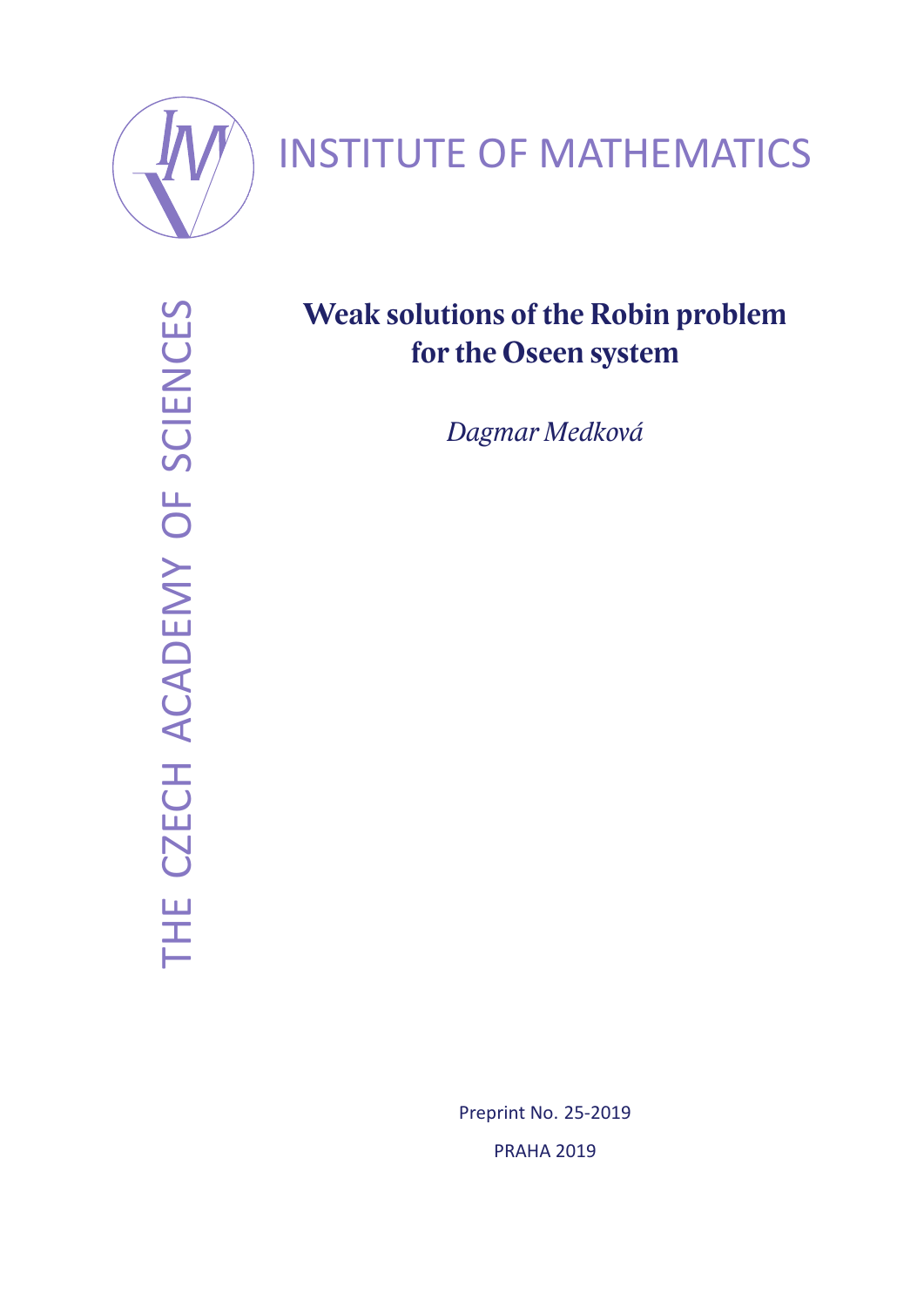INSTITUTE OF MATHEMATICS

THE CZECH ACADEMY OF SCIENCES

# Weak solutions of the Robin problem for the Oseen system

*Dagmar Medková*

Preprint No. 25-2019

PRAHA 2019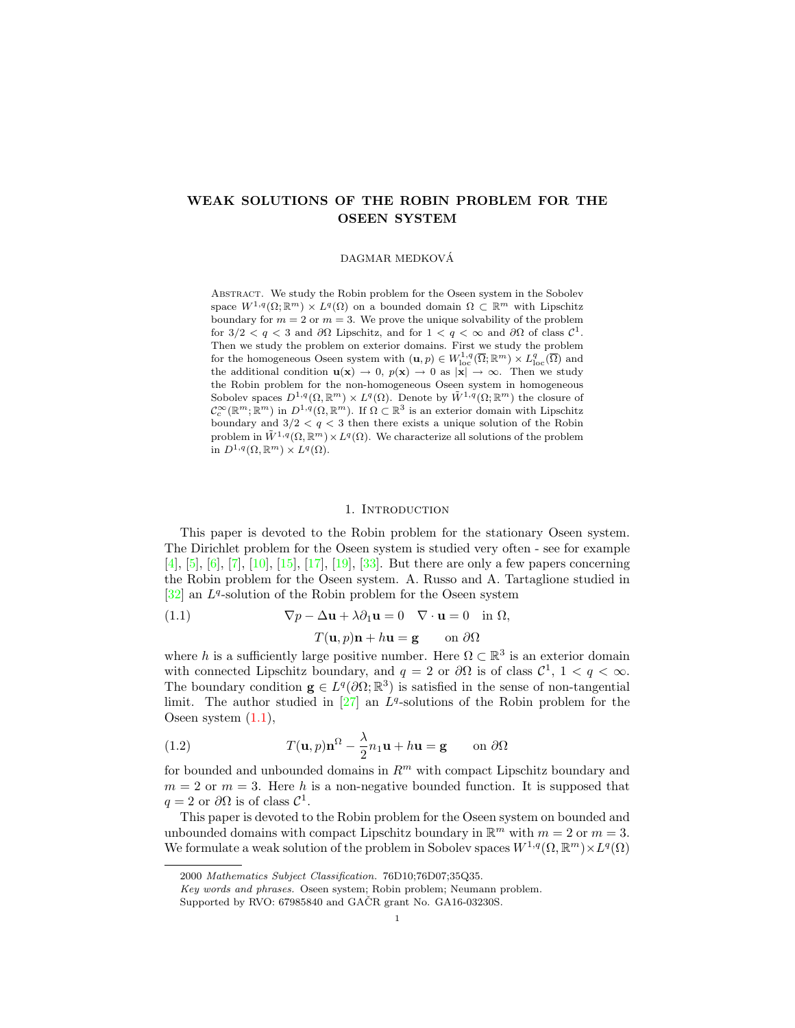# WEAK SOLUTIONS OF THE ROBIN PROBLEM FOR THE OSEEN SYSTEM

DAGMAR MEDKOVÁ

Abstract. We study the Robin problem for the Oseen system in the Sobolev space $W^{1,q}(\Omega;\mathbb{R}^m)\times L^q(\Omega)$ on a bounded domain $\Omega\subset\mathbb{R}^m$ with Lipschitz boundary for $m=2$ or $m=3$. We prove the unique solvability of the problem for $3/2<q<3$ and $\partial\Omega$ Lipschitz, and for $1<q<\infty$ and $\partial\Omega$ of class $\mathcal{C}^1$. Then we study the problem on exterior domains. First we study the problem for the homogeneous Oseen system with $(\mathbf{u},p)\in W^{1,q}_{\rm loc}(\overline{\Omega};\mathbb{R}^m)\times L^q_{\rm loc}(\overline{\Omega})$ and the additional condition $\mathbf{u}(\mathbf{x})\to 0$, $p(\mathbf{x})\to 0$ as $|\mathbf{x}|\to\infty$. Then we study the Robin problem for the non-homogeneous Oseen system in homogeneous Sobolev spaces $D^{1,q}(\Omega,\mathbb{R}^m)\times L^q(\Omega)$. Denote by $\tilde W^{1,q}(\Omega;\mathbb{R}^m)$ the closure of $\mathcal{C}^\infty_c(\mathbb{R}^m;\mathbb{R}^m)$ in $D^{1,q}(\Omega,\mathbb{R}^m)$. If $\Omega\subset\mathbb{R}^3$ is an exterior domain with Lipschitz boundary and $3/2<q<3$ then there exists a unique solution of the Robin problem in $\tilde W^{1,q}(\Omega,\mathbb{R}^m)\times L^q(\Omega)$. We characterize all solutions of the problem in $D^{1,q}(\Omega,\mathbb{R}^m)\times L^q(\Omega)$.

## 1. Introduction

This paper is devoted to the Robin problem for the stationary Oseen system. The Dirichlet problem for the Oseen system is studied very often - see for example [4], [5], [6], [7], [10], [15], [17], [19], [33]. But there are only a few papers concerning the Robin problem for the Oseen system. A. Russo and A. Tartaglione studied in [32] an $L^q$-solution of the Robin problem for the Oseen system

$$\nabla p-\Delta\mathbf{u}+\lambda\partial_1\mathbf{u}=0\quad \nabla\cdot\mathbf{u}=0\quad\text{in }\Omega,\tag{1.1}$$

$$T(\mathbf{u},p)\mathbf{n}+h\mathbf{u}=\mathbf{g}\qquad\text{on }\partial\Omega$$

where $h$ is a sufficiently large positive number. Here $\Omega\subset\mathbb{R}^3$ is an exterior domain with connected Lipschitz boundary, and $q=2$ or $\partial\Omega$ is of class $\mathcal{C}^1$, $1<q<\infty$. The boundary condition $\mathbf{g}\in L^q(\partial\Omega;\mathbb{R}^3)$ is satisfied in the sense of non-tangential limit. The author studied in [27] an $L^q$-solutions of the Robin problem for the Oseen system (1.1),

$$T(\mathbf{u},p)\mathbf{n}^\Omega-\frac{\lambda}{2}n_1\mathbf{u}+h\mathbf{u}=\mathbf{g}\qquad\text{on }\partial\Omega\tag{1.2}$$

for bounded and unbounded domains in $R^m$ with compact Lipschitz boundary and $m=2$ or $m=3$. Here $h$ is a non-negative bounded function. It is supposed that $q=2$ or $\partial\Omega$ is of class $\mathcal{C}^1$.

This paper is devoted to the Robin problem for the Oseen system on bounded and unbounded domains with compact Lipschitz boundary in $\mathbb{R}^m$ with $m=2$ or $m=3$. We formulate a weak solution of the problem in Sobolev spaces $W^{1,q}(\Omega,\mathbb{R}^m)\times L^q(\Omega)$

2000 *Mathematics Subject Classification.* 76D10;76D07;35Q35.

*Key words and phrases.* Oseen system; Robin problem; Neumann problem.

Supported by RVO: 67985840 and GAČR grant No. GA16-03230S.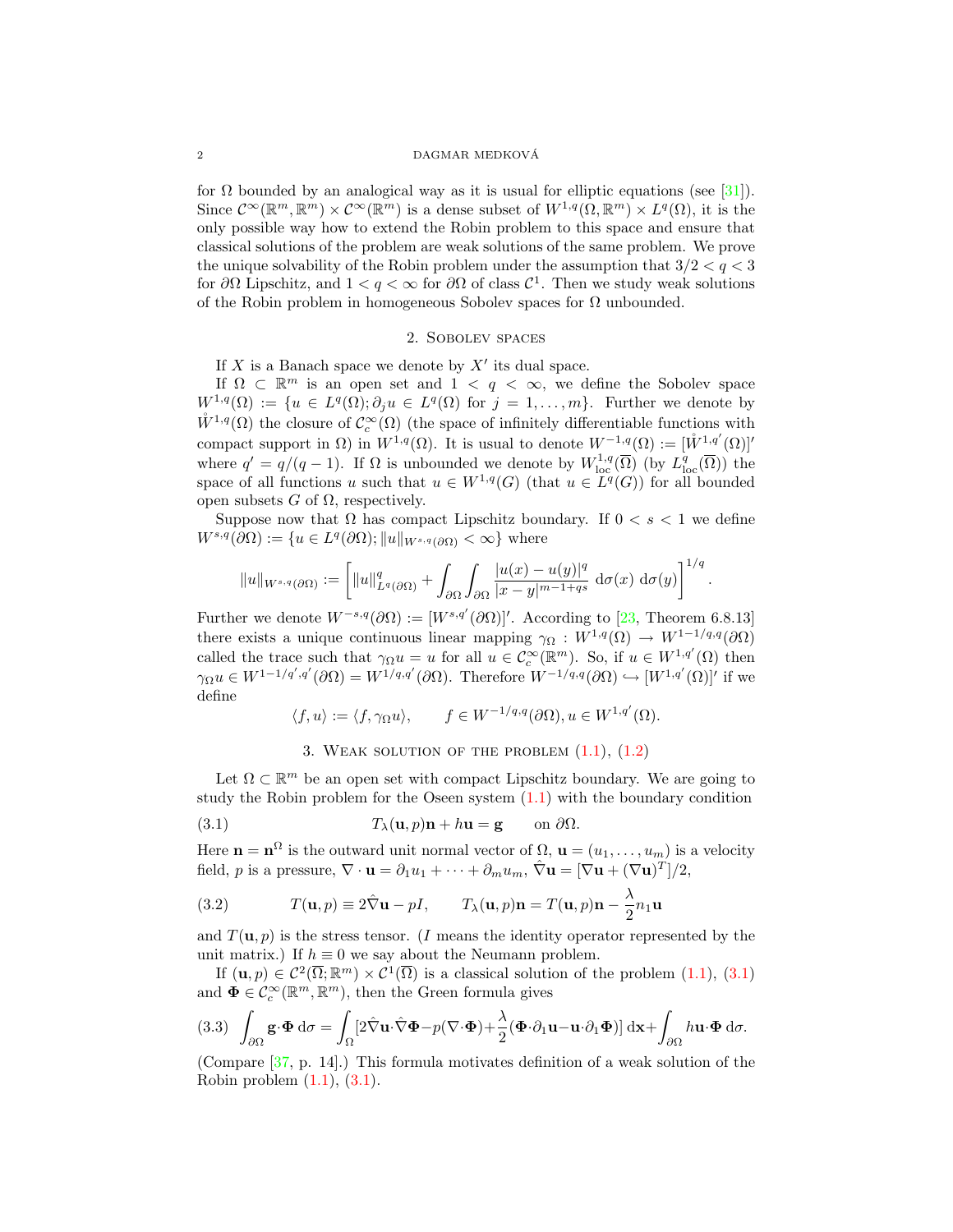for $\Omega$ bounded by an analogical way as it is usual for elliptic equations (see [31]). Since $\mathcal{C}^\infty(\mathbb{R}^m,\mathbb{R}^m)\times\mathcal{C}^\infty(\mathbb{R}^m)$ is a dense subset of $W^{1,q}(\Omega,\mathbb{R}^m)\times L^q(\Omega)$, it is the only possible way how to extend the Robin problem to this space and ensure that classical solutions of the problem are weak solutions of the same problem. We prove the unique solvability of the Robin problem under the assumption that $3/2<q<3$ for $\partial\Omega$ Lipschitz, and $1<q<\infty$ for $\partial\Omega$ of class $\mathcal{C}^1$. Then we study weak solutions of the Robin problem in homogeneous Sobolev spaces for $\Omega$ unbounded.

## 2. Sobolev spaces

If $X$ is a Banach space we denote by $X'$ its dual space.

If $\Omega\subset\mathbb{R}^m$ is an open set and $1<q<\infty$, we define the Sobolev space $W^{1,q}(\Omega):=\{u\in L^q(\Omega);\partial_j u\in L^q(\Omega)$ for $j=1,\dots,m\}$. Further we denote by $\mathring{W}^{1,q}(\Omega)$ the closure of $\mathcal{C}_c^\infty(\Omega)$ (the space of infinitely differentiable functions with compact support in $\Omega$) in $W^{1,q}(\Omega)$. It is usual to denote $W^{-1,q}(\Omega):=[\mathring{W}^{1,q'}(\Omega)]'$ where $q'=q/(q-1)$. If $\Omega$ is unbounded we denote by $W^{1,q}_{\rm loc}(\overline{\Omega})$ (by $L^q_{\rm loc}(\overline{\Omega})$) the space of all functions $u$ such that $u\in W^{1,q}(G)$ (that $u\in L^q(G)$) for all bounded open subsets $G$ of $\Omega$, respectively.

Suppose now that $\Omega$ has compact Lipschitz boundary. If $0<s<1$ we define $W^{s,q}(\partial\Omega):=\{u\in L^q(\partial\Omega);\|u\|_{W^{s,q}(\partial\Omega)}<\infty\}$ where

$$\|u\|_{W^{s,q}(\partial\Omega)}:=\left[\|u\|^q_{L^q(\partial\Omega)}+\int_{\partial\Omega}\int_{\partial\Omega}\frac{|u(x)-u(y)|^q}{|x-y|^{m-1+qs}}\,{\rm d}\sigma(x)\,{\rm d}\sigma(y)\right]^{1/q}.$$

Further we denote $W^{-s,q}(\partial\Omega):=[W^{s,q'}(\partial\Omega)]'$. According to [23, Theorem 6.8.13] there exists a unique continuous linear mapping $\gamma_\Omega: W^{1,q}(\Omega)\to W^{1-1/q,q}(\partial\Omega)$ called the trace such that $\gamma_\Omega u=u$ for all $u\in\mathcal{C}_c^\infty(\mathbb{R}^m)$. So, if $u\in W^{1,q'}(\Omega)$ then $\gamma_\Omega u\in W^{1-1/q',q'}(\partial\Omega)=W^{1/q,q'}(\partial\Omega)$. Therefore $W^{-1/q,q}(\partial\Omega)\hookrightarrow[W^{1,q'}(\Omega)]'$ if we define

$$\langle f,u\rangle:=\langle f,\gamma_\Omega u\rangle,\qquad f\in W^{-1/q,q}(\partial\Omega), u\in W^{1,q'}(\Omega).$$

## 3. Weak solution of the problem (1.1), (1.2)

Let $\Omega\subset\mathbb{R}^m$ be an open set with compact Lipschitz boundary. We are going to study the Robin problem for the Oseen system (1.1) with the boundary condition

$$T_\lambda(\mathbf{u},p)\mathbf{n}+h\mathbf{u}=\mathbf{g}\qquad\text{on }\partial\Omega. \tag{3.1}$$

Here $\mathbf{n}=\mathbf{n}^\Omega$ is the outward unit normal vector of $\Omega$, $\mathbf{u}=(u_1,\dots,u_m)$ is a velocity field, $p$ is a pressure, $\nabla\cdot\mathbf{u}=\partial_1u_1+\dots+\partial_mu_m$, $\hat\nabla\mathbf{u}=[\nabla\mathbf{u}+(\nabla\mathbf{u})^T]/2$,

$$T(\mathbf{u},p)\equiv 2\hat\nabla\mathbf{u}-pI,\qquad T_\lambda(\mathbf{u},p)\mathbf{n}=T(\mathbf{u},p)\mathbf{n}-\frac{\lambda}{2}n_1\mathbf{u} \tag{3.2}$$

and $T(\mathbf{u},p)$ is the stress tensor. ($I$ means the identity operator represented by the unit matrix.) If $h\equiv 0$ we say about the Neumann problem.

If $(\mathbf{u},p)\in\mathcal{C}^2(\overline{\Omega};\mathbb{R}^m)\times\mathcal{C}^1(\overline{\Omega})$ is a classical solution of the problem (1.1), (3.1) and $\mathbf{\Phi}\in\mathcal{C}_c^\infty(\mathbb{R}^m,\mathbb{R}^m)$, then the Green formula gives

$$\int_{\partial\Omega}\mathbf{g}\cdot\mathbf{\Phi}\,{\rm d}\sigma=\int_\Omega[2\hat\nabla\mathbf{u}\cdot\hat\nabla\mathbf{\Phi}-p(\nabla\cdot\mathbf{\Phi})+\frac{\lambda}{2}(\mathbf{\Phi}\cdot\partial_1\mathbf{u}-\mathbf{u}\cdot\partial_1\mathbf{\Phi})]\,{\rm d}\mathbf{x}+\int_{\partial\Omega}h\mathbf{u}\cdot\mathbf{\Phi}\,{\rm d}\sigma. \tag{3.3}$$

(Compare [37, p. 14].) This formula motivates definition of a weak solution of the Robin problem (1.1), (3.1).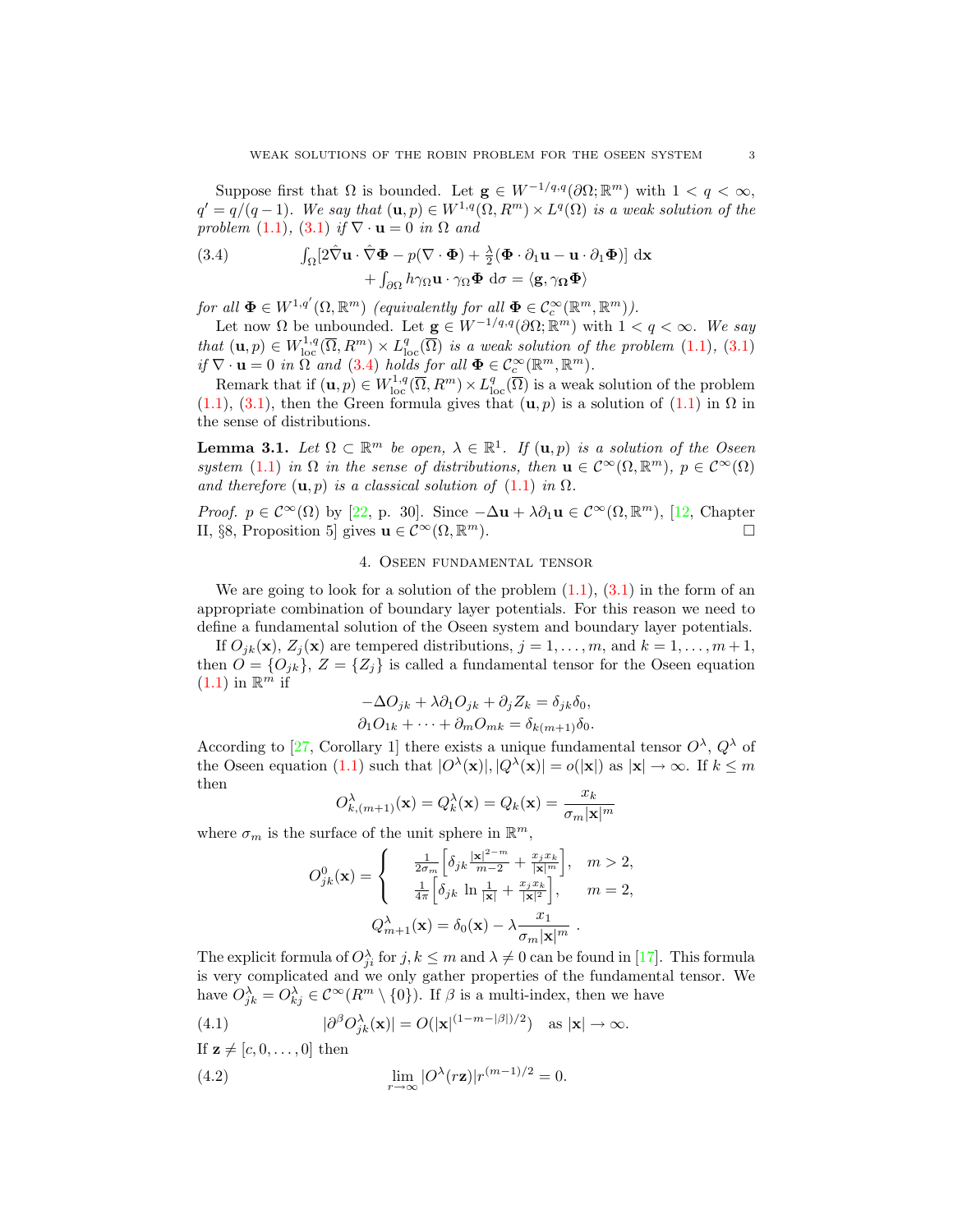Suppose first that $\Omega$ is bounded. Let $\mathbf{g} \in W^{-1/q,q}(\partial\Omega;\mathbb{R}^m)$ with $1 < q < \infty$, $q' = q/(q-1)$. *We say that* $(\mathbf{u}, p) \in W^{1,q}(\Omega, R^m) \times L^q(\Omega)$ *is a weak solution of the problem* (1.1), (3.1) *if* $\nabla \cdot \mathbf{u} = 0$ *in* $\Omega$ *and*

$$
\begin{aligned}
\int_\Omega [2\hat{\nabla}\mathbf{u} \cdot \hat{\nabla}\mathbf{\Phi} - p(\nabla \cdot \mathbf{\Phi}) + \tfrac{\lambda}{2}(\mathbf{\Phi} \cdot \partial_1 \mathbf{u} - \mathbf{u} \cdot \partial_1 \mathbf{\Phi})] \, \mathrm{d}\mathbf{x} \\
+ \int_{\partial\Omega} h\gamma_\Omega \mathbf{u} \cdot \gamma_\Omega \mathbf{\Phi} \, \mathrm{d}\sigma = \langle \mathbf{g}, \gamma_{\mathbf{\Omega}} \mathbf{\Phi} \rangle
\end{aligned}
\tag{3.4}
$$

*for all* $\mathbf{\Phi} \in W^{1,q'}(\Omega, \mathbb{R}^m)$ *(equivalently for all* $\mathbf{\Phi} \in \mathcal{C}_c^\infty(\mathbb{R}^m, \mathbb{R}^m)$*).*

Let now $\Omega$ be unbounded. Let $\mathbf{g} \in W^{-1/q,q}(\partial\Omega;\mathbb{R}^m)$ with $1 < q < \infty$. *We say that* $(\mathbf{u}, p) \in W^{1,q}_{\mathrm{loc}}(\overline{\Omega}, R^m) \times L^q_{\mathrm{loc}}(\overline{\Omega})$ *is a weak solution of the problem* (1.1), (3.1) *if* $\nabla \cdot \mathbf{u} = 0$ *in* $\Omega$ *and* (3.4) *holds for all* $\mathbf{\Phi} \in \mathcal{C}_c^\infty(\mathbb{R}^m, \mathbb{R}^m)$.

Remark that if $(\mathbf{u}, p) \in W^{1,q}_{\mathrm{loc}}(\overline{\Omega}, R^m) \times L^q_{\mathrm{loc}}(\overline{\Omega})$ is a weak solution of the problem (1.1), (3.1), then the Green formula gives that $(\mathbf{u}, p)$ is a solution of (1.1) in $\Omega$ in the sense of distributions.

**Lemma 3.1.** *Let* $\Omega \subset \mathbb{R}^m$ *be open,* $\lambda \in \mathbb{R}^1$*. If* $(\mathbf{u}, p)$ *is a solution of the Oseen system* (1.1) *in* $\Omega$ *in the sense of distributions, then* $\mathbf{u} \in \mathcal{C}^\infty(\Omega, \mathbb{R}^m)$*,* $p \in \mathcal{C}^\infty(\Omega)$ *and therefore* $(\mathbf{u}, p)$ *is a classical solution of* (1.1) *in* $\Omega$*.*

*Proof.* $p \in \mathcal{C}^\infty(\Omega)$ by [22, p. 30]. Since $-\Delta\mathbf{u} + \lambda\partial_1\mathbf{u} \in \mathcal{C}^\infty(\Omega, \mathbb{R}^m)$, [12, Chapter II, §8, Proposition 5] gives $\mathbf{u} \in \mathcal{C}^\infty(\Omega, \mathbb{R}^m)$. □

## 4. Oseen fundamental tensor

We are going to look for a solution of the problem (1.1), (3.1) in the form of an appropriate combination of boundary layer potentials. For this reason we need to define a fundamental solution of the Oseen system and boundary layer potentials.

If $O_{jk}(\mathbf{x})$, $Z_j(\mathbf{x})$ are tempered distributions, $j = 1, \ldots, m$, and $k = 1, \ldots, m+1$, then $O = \{O_{jk}\}$, $Z = \{Z_j\}$ is called a fundamental tensor for the Oseen equation (1.1) in $\mathbb{R}^m$ if

$$
-\Delta O_{jk} + \lambda\partial_1 O_{jk} + \partial_j Z_k = \delta_{jk}\delta_0,
$$
$$
\partial_1 O_{1k} + \cdots + \partial_m O_{mk} = \delta_{k(m+1)}\delta_0.
$$

According to [27, Corollary 1] there exists a unique fundamental tensor $O^\lambda$, $Q^\lambda$ of the Oseen equation (1.1) such that $|O^\lambda(\mathbf{x})|, |Q^\lambda(\mathbf{x})| = o(|\mathbf{x}|)$ as $|\mathbf{x}| \to \infty$. If $k \leq m$ then

$$
O^\lambda_{k,(m+1)}(\mathbf{x}) = Q^\lambda_k(\mathbf{x}) = Q_k(\mathbf{x}) = \frac{x_k}{\sigma_m |\mathbf{x}|^m}
$$

where $\sigma_m$ is the surface of the unit sphere in $\mathbb{R}^m$,

$$
O^0_{jk}(\mathbf{x}) = \left\{ \begin{array}{ll} \frac{1}{2\sigma_m}\left[\delta_{jk}\frac{|\mathbf{x}|^{2-m}}{m-2} + \frac{x_j x_k}{|\mathbf{x}|^m}\right], & m > 2, \\ \frac{1}{4\pi}\left[\delta_{jk}\, \ln\frac{1}{|\mathbf{x}|} + \frac{x_j x_k}{|\mathbf{x}|^2}\right], & m = 2, \end{array} \right.
$$

$$
Q^\lambda_{m+1}(\mathbf{x}) = \delta_0(\mathbf{x}) - \lambda\frac{x_1}{\sigma_m |\mathbf{x}|^m}\ .
$$

The explicit formula of $O^\lambda_{ji}$ for $j, k \leq m$ and $\lambda \neq 0$ can be found in [17]. This formula is very complicated and we only gather properties of the fundamental tensor. We have $O^\lambda_{jk} = O^\lambda_{kj} \in \mathcal{C}^\infty(R^m \setminus \{0\})$. If $\beta$ is a multi-index, then we have

$$
|\partial^\beta O^\lambda_{jk}(\mathbf{x})| = O(|\mathbf{x}|^{(1-m-|\beta|)/2}) \quad \text{as } |\mathbf{x}| \to \infty. \tag{4.1}
$$

If $\mathbf{z} \neq [c, 0, \ldots, 0]$ then

$$
\lim_{r\to\infty} |O^\lambda(r\mathbf{z})| r^{(m-1)/2} = 0. \tag{4.2}
$$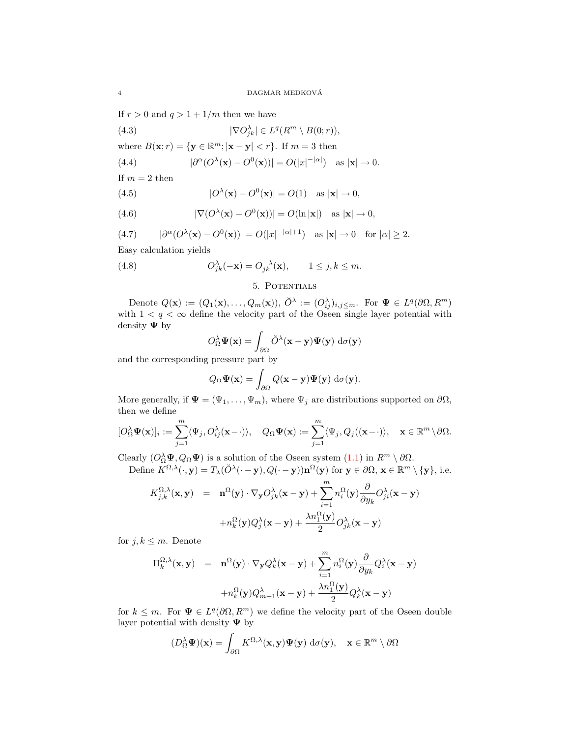If $r > 0$ and $q > 1 + 1/m$ then we have

$$|\nabla O^\lambda_{jk}| \in L^q(R^m \setminus B(0;r)), \tag{4.3}$$

where $B(\mathbf{x};r) = \{\mathbf{y} \in \mathbb{R}^m; |\mathbf{x} - \mathbf{y}| < r\}$. If $m = 3$ then

$$|\partial^\alpha (O^\lambda(\mathbf{x}) - O^0(\mathbf{x}))| = O(|x|^{-|\alpha|}) \quad \text{as } |\mathbf{x}| \to 0. \tag{4.4}$$

If $m = 2$ then

$$|O^\lambda(\mathbf{x}) - O^0(\mathbf{x})| = O(1) \quad \text{as } |\mathbf{x}| \to 0, \tag{4.5}$$

$$|\nabla (O^\lambda(\mathbf{x}) - O^0(\mathbf{x}))| = O(\ln |\mathbf{x}|) \quad \text{as } |\mathbf{x}| \to 0, \tag{4.6}$$

$$|\partial^\alpha (O^\lambda(\mathbf{x}) - O^0(\mathbf{x}))| = O(|x|^{-|\alpha|+1}) \quad \text{as } |\mathbf{x}| \to 0 \quad \text{for } |\alpha| \geq 2. \tag{4.7}$$

Easy calculation yields

$$O^\lambda_{jk}(-\mathbf{x}) = O^{-\lambda}_{jk}(\mathbf{x}), \qquad 1 \leq j,k \leq m. \tag{4.8}$$

## 5. Potentials

Denote $Q(\mathbf{x}) := (Q_1(\mathbf{x}), \dots, Q_m(\mathbf{x}))$, $\breve{O}^\lambda := (O^\lambda_{ij})_{i,j \leq m}$. For $\mathbf{\Psi} \in L^q(\partial\Omega, R^m)$ with $1 < q < \infty$ define the velocity part of the Oseen single layer potential with density $\mathbf{\Psi}$ by

$$O^\lambda_\Omega \mathbf{\Psi}(\mathbf{x}) = \int_{\partial\Omega} \breve{O}^\lambda(\mathbf{x} - \mathbf{y}) \mathbf{\Psi}(\mathbf{y}) \, \mathrm{d}\sigma(\mathbf{y})$$

and the corresponding pressure part by

$$Q_\Omega \mathbf{\Psi}(\mathbf{x}) = \int_{\partial\Omega} Q(\mathbf{x} - \mathbf{y}) \mathbf{\Psi}(\mathbf{y}) \, \mathrm{d}\sigma(\mathbf{y}).$$

More generally, if $\mathbf{\Psi} = (\Psi_1, \dots, \Psi_m)$, where $\Psi_j$ are distributions supported on $\partial\Omega$, then we define

$$[O^\lambda_\Omega \mathbf{\Psi}(\mathbf{x})]_i := \sum_{j=1}^m \langle \Psi_j, O^\lambda_{ij}(\mathbf{x} - \cdot)\rangle, \quad Q_\Omega \mathbf{\Psi}(\mathbf{x}) := \sum_{j=1}^m \langle \Psi_j, Q_j((\mathbf{x} - \cdot)\rangle, \quad \mathbf{x} \in \mathbb{R}^m \setminus \partial\Omega.$$

Clearly $(O^\lambda_\Omega \mathbf{\Psi}, Q_\Omega \mathbf{\Psi})$ is a solution of the Oseen system (1.1) in $R^m \setminus \partial\Omega$.

Define $K^{\Omega,\lambda}(\cdot, \mathbf{y}) = T_\lambda(\breve{O}^\lambda(\cdot - \mathbf{y}), Q(\cdot - \mathbf{y}))\mathbf{n}^\Omega(\mathbf{y})$ for $\mathbf{y} \in \partial\Omega$, $\mathbf{x} \in \mathbb{R}^m \setminus \{\mathbf{y}\}$, i.e.

$$\begin{aligned} K^{\Omega,\lambda}_{j,k}(\mathbf{x}, \mathbf{y}) &= \mathbf{n}^\Omega(\mathbf{y}) \cdot \nabla_\mathbf{y} O^\lambda_{jk}(\mathbf{x} - \mathbf{y}) + \sum_{i=1}^m n^\Omega_i(\mathbf{y}) \frac{\partial}{\partial y_k} O^\lambda_{ji}(\mathbf{x} - \mathbf{y}) \\ &\quad + n^\Omega_k(\mathbf{y}) Q^\lambda_j(\mathbf{x} - \mathbf{y}) + \frac{\lambda n^\Omega_1(\mathbf{y})}{2} O^\lambda_{jk}(\mathbf{x} - \mathbf{y}) \end{aligned}$$

for $j, k \leq m$. Denote

$$\begin{aligned} \Pi^{\Omega,\lambda}_k(\mathbf{x}, \mathbf{y}) &= \mathbf{n}^\Omega(\mathbf{y}) \cdot \nabla_\mathbf{y} Q^\lambda_k(\mathbf{x} - \mathbf{y}) + \sum_{i=1}^m n^\Omega_i(\mathbf{y}) \frac{\partial}{\partial y_k} Q^\lambda_i(\mathbf{x} - \mathbf{y}) \\ &\quad + n^\Omega_k(\mathbf{y}) Q^\lambda_{m+1}(\mathbf{x} - \mathbf{y}) + \frac{\lambda n^\Omega_1(\mathbf{y})}{2} Q^\lambda_k(\mathbf{x} - \mathbf{y}) \end{aligned}$$

for $k \leq m$. For $\mathbf{\Psi} \in L^q(\partial\Omega, R^m)$ we define the velocity part of the Oseen double layer potential with density $\mathbf{\Psi}$ by

$$(D^\lambda_\Omega \mathbf{\Psi})(\mathbf{x}) = \int_{\partial\Omega} K^{\Omega,\lambda}(\mathbf{x}, \mathbf{y}) \mathbf{\Psi}(\mathbf{y}) \, \mathrm{d}\sigma(\mathbf{y}), \quad \mathbf{x} \in \mathbb{R}^m \setminus \partial\Omega$$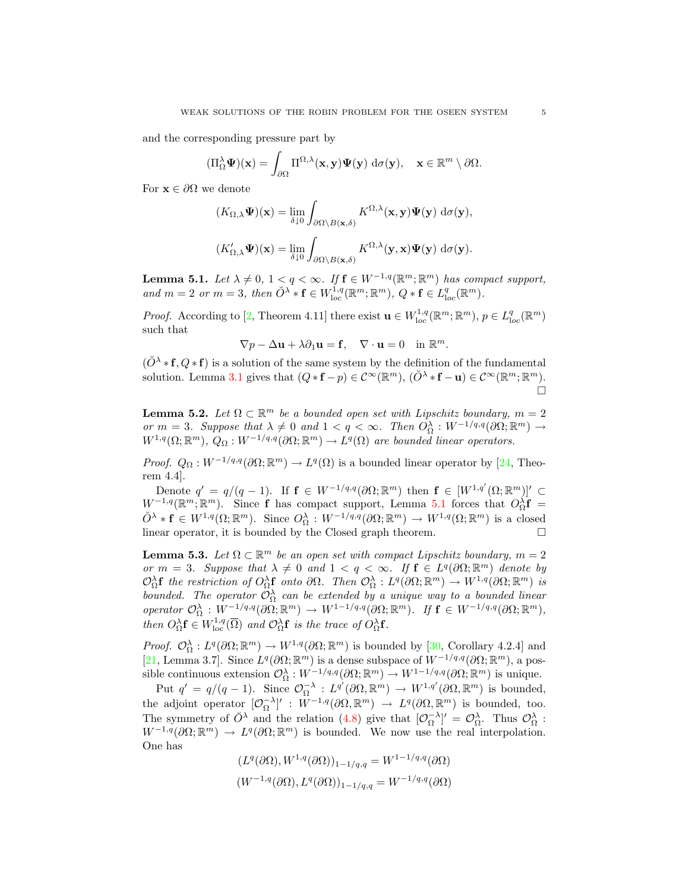and the corresponding pressure part by

$$(\Pi_\Omega^\lambda \boldsymbol{\Psi})(\mathbf{x}) = \int_{\partial\Omega} \Pi^{\Omega,\lambda}(\mathbf{x},\mathbf{y})\boldsymbol{\Psi}(\mathbf{y})\ \mathrm{d}\sigma(\mathbf{y}), \quad \mathbf{x} \in \mathbb{R}^m \setminus \partial\Omega.$$

For $\mathbf{x} \in \partial\Omega$ we denote

$$(K_{\Omega,\lambda}\boldsymbol{\Psi})(\mathbf{x}) = \lim_{\delta \downarrow 0} \int_{\partial\Omega \setminus B(\mathbf{x},\delta)} K^{\Omega,\lambda}(\mathbf{x},\mathbf{y})\boldsymbol{\Psi}(\mathbf{y})\ \mathrm{d}\sigma(\mathbf{y}),$$

$$(K'_{\Omega,\lambda}\boldsymbol{\Psi})(\mathbf{x}) = \lim_{\delta \downarrow 0} \int_{\partial\Omega \setminus B(\mathbf{x},\delta)} K^{\Omega,\lambda}(\mathbf{y},\mathbf{x})\boldsymbol{\Psi}(\mathbf{y})\ \mathrm{d}\sigma(\mathbf{y}).$$

**Lemma 5.1.** *Let $\lambda \neq 0$, $1 < q < \infty$. If $\mathbf{f} \in W^{-1,q}(\mathbb{R}^m;\mathbb{R}^m)$ has compact support, and $m = 2$ or $m = 3$, then $\breve{O}^\lambda * \mathbf{f} \in W^{1,q}_{\mathrm{loc}}(\mathbb{R}^m;\mathbb{R}^m)$, $Q * \mathbf{f} \in L^q_{\mathrm{loc}}(\mathbb{R}^m)$.*

*Proof.* According to [2, Theorem 4.11] there exist $\mathbf{u} \in W^{1,q}_{\mathrm{loc}}(\mathbb{R}^m;\mathbb{R}^m)$, $p \in L^q_{\mathrm{loc}}(\mathbb{R}^m)$ such that

$$\nabla p - \Delta \mathbf{u} + \lambda \partial_1 \mathbf{u} = \mathbf{f}, \quad \nabla \cdot \mathbf{u} = 0 \quad \text{in } \mathbb{R}^m.$$

$(\breve{O}^\lambda * \mathbf{f}, Q * \mathbf{f})$ is a solution of the same system by the definition of the fundamental solution. Lemma 3.1 gives that $(Q * \mathbf{f} - p) \in \mathcal{C}^\infty(\mathbb{R}^m)$, $(\breve{O}^\lambda * \mathbf{f} - \mathbf{u}) \in \mathcal{C}^\infty(\mathbb{R}^m;\mathbb{R}^m)$. □

**Lemma 5.2.** *Let $\Omega \subset \mathbb{R}^m$ be a bounded open set with Lipschitz boundary, $m = 2$ or $m = 3$. Suppose that $\lambda \neq 0$ and $1 < q < \infty$. Then $O^\lambda_\Omega : W^{-1/q,q}(\partial\Omega;\mathbb{R}^m) \to W^{1,q}(\Omega;\mathbb{R}^m)$, $Q_\Omega : W^{-1/q,q}(\partial\Omega;\mathbb{R}^m) \to L^q(\Omega)$ are bounded linear operators.*

*Proof.* $Q_\Omega : W^{-1/q,q}(\partial\Omega;\mathbb{R}^m) \to L^q(\Omega)$ is a bounded linear operator by [24, Theorem 4.4].

Denote $q' = q/(q-1)$. If $\mathbf{f} \in W^{-1/q,q}(\partial\Omega;\mathbb{R}^m)$ then $\mathbf{f} \in [W^{1,q'}(\Omega;\mathbb{R}^m)]' \subset W^{-1,q}(\mathbb{R}^m;\mathbb{R}^m)$. Since $\mathbf{f}$ has compact support, Lemma 5.1 forces that $O^\lambda_\Omega \mathbf{f} = \breve{O}^\lambda * \mathbf{f} \in W^{1,q}(\Omega;\mathbb{R}^m)$. Since $O^\lambda_\Omega : W^{-1/q,q}(\partial\Omega;\mathbb{R}^m) \to W^{1,q}(\Omega;\mathbb{R}^m)$ is a closed linear operator, it is bounded by the Closed graph theorem. □

**Lemma 5.3.** *Let $\Omega \subset \mathbb{R}^m$ be an open set with compact Lipschitz boundary, $m = 2$ or $m = 3$. Suppose that $\lambda \neq 0$ and $1 < q < \infty$. If $\mathbf{f} \in L^q(\partial\Omega;\mathbb{R}^m)$ denote by $\mathcal{O}^\lambda_\Omega \mathbf{f}$ the restriction of $O^\lambda_\Omega \mathbf{f}$ onto $\partial\Omega$. Then $\mathcal{O}^\lambda_\Omega : L^q(\partial\Omega;\mathbb{R}^m) \to W^{1,q}(\partial\Omega;\mathbb{R}^m)$ is bounded. The operator $\mathcal{O}^\lambda_\Omega$ can be extended by a unique way to a bounded linear operator $\mathcal{O}^\lambda_\Omega : W^{-1/q,q}(\partial\Omega;\mathbb{R}^m) \to W^{1-1/q,q}(\partial\Omega;\mathbb{R}^m)$. If $\mathbf{f} \in W^{-1/q,q}(\partial\Omega;\mathbb{R}^m)$, then $O^\lambda_\Omega \mathbf{f} \in W^{1,q}_{\mathrm{loc}}(\overline{\Omega})$ and $\mathcal{O}^\lambda_\Omega \mathbf{f}$ is the trace of $O^\lambda_\Omega \mathbf{f}$.*

*Proof.* $\mathcal{O}^\lambda_\Omega : L^q(\partial\Omega;\mathbb{R}^m) \to W^{1,q}(\partial\Omega;\mathbb{R}^m)$ is bounded by [30, Corollary 4.2.4] and [21, Lemma 3.7]. Since $L^q(\partial\Omega;\mathbb{R}^m)$ is a dense subspace of $W^{-1/q,q}(\partial\Omega;\mathbb{R}^m)$, a possible continuous extension $\mathcal{O}^\lambda_\Omega : W^{-1/q,q}(\partial\Omega;\mathbb{R}^m) \to W^{1-1/q,q}(\partial\Omega;\mathbb{R}^m)$ is unique.

Put $q' = q/(q-1)$. Since $\mathcal{O}^{-\lambda}_\Omega : L^{q'}(\partial\Omega,\mathbb{R}^m) \to W^{1,q'}(\partial\Omega,\mathbb{R}^m)$ is bounded, the adjoint operator $[\mathcal{O}^{-\lambda}_\Omega]' : W^{-1,q}(\partial\Omega,\mathbb{R}^m) \to L^q(\partial\Omega,\mathbb{R}^m)$ is bounded, too. The symmetry of $\breve{O}^\lambda$ and the relation (4.8) give that $[\mathcal{O}^{-\lambda}_\Omega]' = \mathcal{O}^\lambda_\Omega$. Thus $\mathcal{O}^\lambda_\Omega : W^{-1,q}(\partial\Omega;\mathbb{R}^m) \to L^q(\partial\Omega;\mathbb{R}^m)$ is bounded. We now use the real interpolation. One has

$$(L^q(\partial\Omega), W^{1,q}(\partial\Omega))_{1-1/q,q} = W^{1-1/q,q}(\partial\Omega)$$

$$(W^{-1,q}(\partial\Omega), L^q(\partial\Omega))_{1-1/q,q} = W^{-1/q,q}(\partial\Omega)$$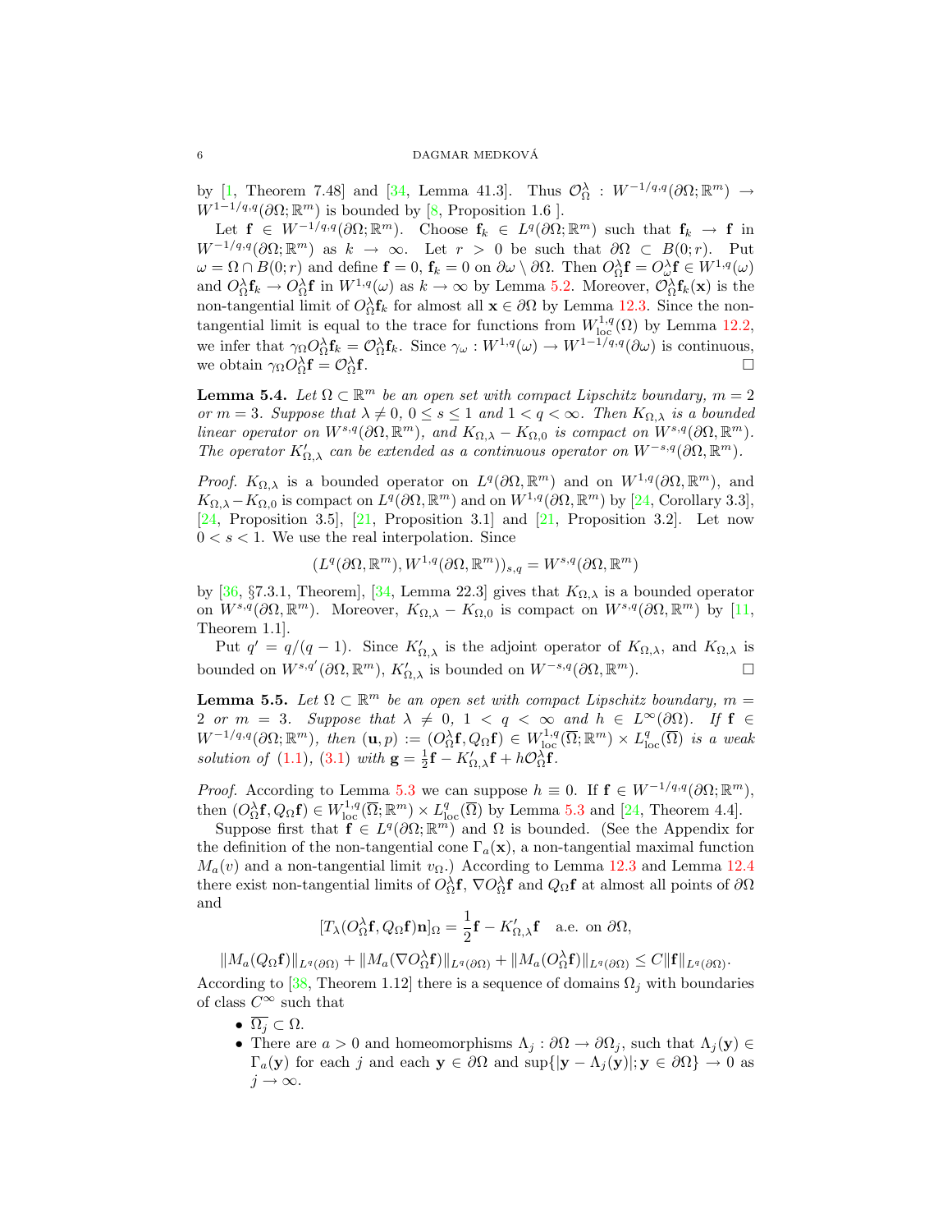by [1, Theorem 7.48] and [34, Lemma 41.3]. Thus $\mathcal{O}^\lambda_\Omega : W^{-1/q,q}(\partial\Omega;\mathbb{R}^m) \to W^{1-1/q,q}(\partial\Omega;\mathbb{R}^m)$ is bounded by [8, Proposition 1.6 ].

Let $\mathbf{f} \in W^{-1/q,q}(\partial\Omega;\mathbb{R}^m)$. Choose $\mathbf{f}_k \in L^q(\partial\Omega;\mathbb{R}^m)$ such that $\mathbf{f}_k \to \mathbf{f}$ in $W^{-1/q,q}(\partial\Omega;\mathbb{R}^m)$ as $k \to \infty$. Let $r > 0$ be such that $\partial\Omega \subset B(0;r)$. Put $\omega = \Omega \cap B(0;r)$ and define $\mathbf{f} = 0$, $\mathbf{f}_k = 0$ on $\partial\omega \setminus \partial\Omega$. Then $O^\lambda_\Omega \mathbf{f} = O^\lambda_\omega \mathbf{f} \in W^{1,q}(\omega)$ and $O^\lambda_\Omega \mathbf{f}_k \to O^\lambda_\Omega \mathbf{f}$ in $W^{1,q}(\omega)$ as $k \to \infty$ by Lemma 5.2. Moreover, $\mathcal{O}^\lambda_\Omega \mathbf{f}_k(\mathbf{x})$ is the non-tangential limit of $O^\lambda_\Omega \mathbf{f}_k$ for almost all $\mathbf{x} \in \partial\Omega$ by Lemma 12.3. Since the non-tangential limit is equal to the trace for functions from $W^{1,q}_{\rm loc}(\Omega)$ by Lemma 12.2, we infer that $\gamma_\Omega O^\lambda_\Omega \mathbf{f}_k = \mathcal{O}^\lambda_\Omega \mathbf{f}_k$. Since $\gamma_\omega : W^{1,q}(\omega) \to W^{1-1/q,q}(\partial\omega)$ is continuous, we obtain $\gamma_\Omega O^\lambda_\Omega \mathbf{f} = \mathcal{O}^\lambda_\Omega \mathbf{f}$. □

**Lemma 5.4.** *Let $\Omega \subset \mathbb{R}^m$ be an open set with compact Lipschitz boundary, $m = 2$ or $m = 3$. Suppose that $\lambda \neq 0$, $0 \le s \le 1$ and $1 < q < \infty$. Then $K_{\Omega,\lambda}$ is a bounded linear operator on $W^{s,q}(\partial\Omega,\mathbb{R}^m)$, and $K_{\Omega,\lambda} - K_{\Omega,0}$ is compact on $W^{s,q}(\partial\Omega,\mathbb{R}^m)$. The operator $K'_{\Omega,\lambda}$ can be extended as a continuous operator on $W^{-s,q}(\partial\Omega,\mathbb{R}^m)$.*

*Proof.* $K_{\Omega,\lambda}$ is a bounded operator on $L^q(\partial\Omega,\mathbb{R}^m)$ and on $W^{1,q}(\partial\Omega,\mathbb{R}^m)$, and $K_{\Omega,\lambda} - K_{\Omega,0}$ is compact on $L^q(\partial\Omega,\mathbb{R}^m)$ and on $W^{1,q}(\partial\Omega,\mathbb{R}^m)$ by [24, Corollary 3.3], [24, Proposition 3.5], [21, Proposition 3.1] and [21, Proposition 3.2]. Let now $0 < s < 1$. We use the real interpolation. Since

$$(L^q(\partial\Omega,\mathbb{R}^m), W^{1,q}(\partial\Omega,\mathbb{R}^m))_{s,q} = W^{s,q}(\partial\Omega,\mathbb{R}^m)$$

by [36, §7.3.1, Theorem], [34, Lemma 22.3] gives that $K_{\Omega,\lambda}$ is a bounded operator on $W^{s,q}(\partial\Omega,\mathbb{R}^m)$. Moreover, $K_{\Omega,\lambda} - K_{\Omega,0}$ is compact on $W^{s,q}(\partial\Omega,\mathbb{R}^m)$ by [11, Theorem 1.1].

Put $q' = q/(q-1)$. Since $K'_{\Omega,\lambda}$ is the adjoint operator of $K_{\Omega,\lambda}$, and $K_{\Omega,\lambda}$ is bounded on $W^{s,q'}(\partial\Omega,\mathbb{R}^m)$, $K'_{\Omega,\lambda}$ is bounded on $W^{-s,q}(\partial\Omega,\mathbb{R}^m)$. □

**Lemma 5.5.** *Let $\Omega \subset \mathbb{R}^m$ be an open set with compact Lipschitz boundary, $m = 2$ or $m = 3$. Suppose that $\lambda \neq 0$, $1 < q < \infty$ and $h \in L^\infty(\partial\Omega)$. If $\mathbf{f} \in W^{-1/q,q}(\partial\Omega;\mathbb{R}^m)$, then $(\mathbf{u},p) := (O^\lambda_\Omega \mathbf{f}, Q_\Omega \mathbf{f}) \in W^{1,q}_{\rm loc}(\overline{\Omega};\mathbb{R}^m) \times L^q_{\rm loc}(\overline{\Omega})$ is a weak solution of (1.1), (3.1) with $\mathbf{g} = \frac{1}{2}\mathbf{f} - K'_{\Omega,\lambda}\mathbf{f} + h\mathcal{O}^\lambda_\Omega \mathbf{f}$.*

*Proof.* According to Lemma 5.3 we can suppose $h \equiv 0$. If $\mathbf{f} \in W^{-1/q,q}(\partial\Omega;\mathbb{R}^m)$, then $(O^\lambda_\Omega \mathbf{f}, Q_\Omega \mathbf{f}) \in W^{1,q}_{\rm loc}(\overline{\Omega};\mathbb{R}^m) \times L^q_{\rm loc}(\overline{\Omega})$ by Lemma 5.3 and [24, Theorem 4.4].

Suppose first that $\mathbf{f} \in L^q(\partial\Omega;\mathbb{R}^m)$ and $\Omega$ is bounded. (See the Appendix for the definition of the non-tangential cone $\Gamma_a(\mathbf{x})$, a non-tangential maximal function $M_a(v)$ and a non-tangential limit $v_\Omega$.) According to Lemma 12.3 and Lemma 12.4 there exist non-tangential limits of $O^\lambda_\Omega \mathbf{f}$, $\nabla O^\lambda_\Omega \mathbf{f}$ and $Q_\Omega \mathbf{f}$ at almost all points of $\partial\Omega$ and

$$[T_\lambda(O^\lambda_\Omega \mathbf{f}, Q_\Omega \mathbf{f})\mathbf{n}]_\Omega = \frac{1}{2}\mathbf{f} - K'_{\Omega,\lambda}\mathbf{f} \quad \text{a.e. on } \partial\Omega,$$

$$\|M_a(Q_\Omega \mathbf{f})\|_{L^q(\partial\Omega)} + \|M_a(\nabla O^\lambda_\Omega \mathbf{f})\|_{L^q(\partial\Omega)} + \|M_a(O^\lambda_\Omega \mathbf{f})\|_{L^q(\partial\Omega)} \le C\|\mathbf{f}\|_{L^q(\partial\Omega)}.$$

According to [38, Theorem 1.12] there is a sequence of domains $\Omega_j$ with boundaries of class $C^\infty$ such that

- $\overline{\Omega_j} \subset \Omega$.
- There are $a > 0$ and homeomorphisms $\Lambda_j : \partial\Omega \to \partial\Omega_j$, such that $\Lambda_j(\mathbf{y}) \in \Gamma_a(\mathbf{y})$ for each $j$ and each $\mathbf{y} \in \partial\Omega$ and $\sup\{|\mathbf{y} - \Lambda_j(\mathbf{y})|; \mathbf{y} \in \partial\Omega\} \to 0$ as $j \to \infty$.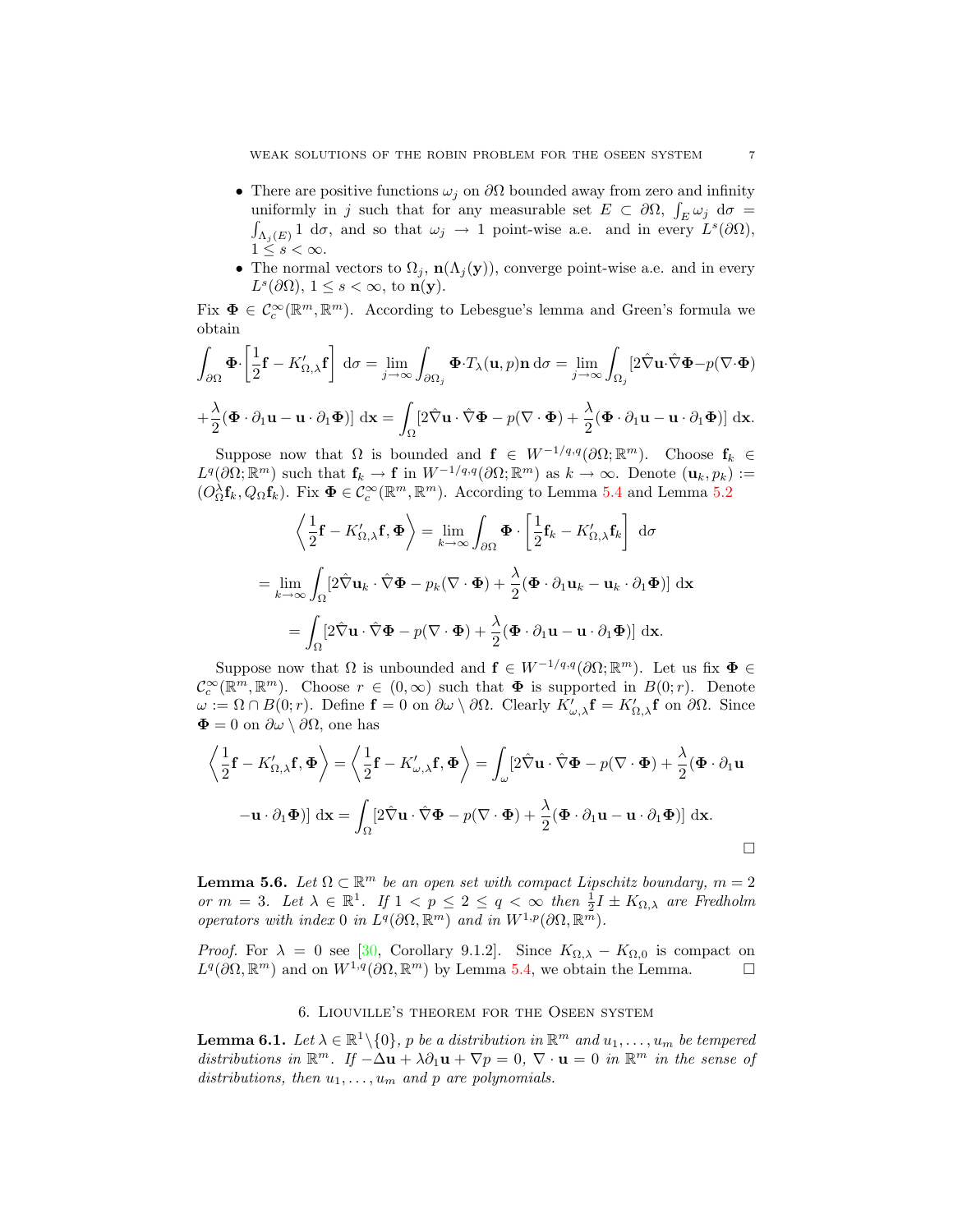- There are positive functions $\omega_j$ on $\partial\Omega$ bounded away from zero and infinity uniformly in $j$ such that for any measurable set $E \subset \partial\Omega$, $\int_E \omega_j \, d\sigma = \int_{\Lambda_j(E)} 1 \, d\sigma$, and so that $\omega_j \to 1$ point-wise a.e. and in every $L^s(\partial\Omega)$, $1 \leq s < \infty$.
- The normal vectors to $\Omega_j$, $\mathbf{n}(\Lambda_j(\mathbf{y}))$, converge point-wise a.e. and in every $L^s(\partial\Omega)$, $1 \leq s < \infty$, to $\mathbf{n}(\mathbf{y})$.

Fix $\mathbf{\Phi} \in \mathcal{C}_c^\infty(\mathbb{R}^m, \mathbb{R}^m)$. According to Lebesgue's lemma and Green's formula we obtain

$$\int_{\partial\Omega} \mathbf{\Phi}\cdot\left[\frac{1}{2}\mathbf{f} - K'_{\Omega,\lambda}\mathbf{f}\right] \, d\sigma = \lim_{j\to\infty} \int_{\partial\Omega_j} \mathbf{\Phi}\cdot T_\lambda(\mathbf{u}, p)\mathbf{n} \, d\sigma = \lim_{j\to\infty} \int_{\Omega_j} [2\hat{\nabla}\mathbf{u}\cdot\hat{\nabla}\mathbf{\Phi} - p(\nabla\cdot\mathbf{\Phi})$$

$$+\frac{\lambda}{2}(\mathbf{\Phi}\cdot\partial_1\mathbf{u} - \mathbf{u}\cdot\partial_1\mathbf{\Phi})] \, d\mathbf{x} = \int_\Omega [2\hat{\nabla}\mathbf{u}\cdot\hat{\nabla}\mathbf{\Phi} - p(\nabla\cdot\mathbf{\Phi}) + \frac{\lambda}{2}(\mathbf{\Phi}\cdot\partial_1\mathbf{u} - \mathbf{u}\cdot\partial_1\mathbf{\Phi})] \, d\mathbf{x}.$$

Suppose now that $\Omega$ is bounded and $\mathbf{f} \in W^{-1/q,q}(\partial\Omega; \mathbb{R}^m)$. Choose $\mathbf{f}_k \in L^q(\partial\Omega; \mathbb{R}^m)$ such that $\mathbf{f}_k \to \mathbf{f}$ in $W^{-1/q,q}(\partial\Omega; \mathbb{R}^m)$ as $k \to \infty$. Denote $(\mathbf{u}_k, p_k) := (O_\Omega^\lambda \mathbf{f}_k, Q_\Omega \mathbf{f}_k)$. Fix $\mathbf{\Phi} \in \mathcal{C}_c^\infty(\mathbb{R}^m, \mathbb{R}^m)$. According to Lemma 5.4 and Lemma 5.2

$$\left\langle \frac{1}{2}\mathbf{f} - K'_{\Omega,\lambda}\mathbf{f}, \mathbf{\Phi}\right\rangle = \lim_{k\to\infty} \int_{\partial\Omega} \mathbf{\Phi}\cdot\left[\frac{1}{2}\mathbf{f}_k - K'_{\Omega,\lambda}\mathbf{f}_k\right] \, d\sigma$$

$$= \lim_{k\to\infty} \int_\Omega [2\hat{\nabla}\mathbf{u}_k\cdot\hat{\nabla}\mathbf{\Phi} - p_k(\nabla\cdot\mathbf{\Phi}) + \frac{\lambda}{2}(\mathbf{\Phi}\cdot\partial_1\mathbf{u}_k - \mathbf{u}_k\cdot\partial_1\mathbf{\Phi})] \, d\mathbf{x}$$

$$= \int_\Omega [2\hat{\nabla}\mathbf{u}\cdot\hat{\nabla}\mathbf{\Phi} - p(\nabla\cdot\mathbf{\Phi}) + \frac{\lambda}{2}(\mathbf{\Phi}\cdot\partial_1\mathbf{u} - \mathbf{u}\cdot\partial_1\mathbf{\Phi})] \, d\mathbf{x}.$$

Suppose now that $\Omega$ is unbounded and $\mathbf{f} \in W^{-1/q,q}(\partial\Omega; \mathbb{R}^m)$. Let us fix $\mathbf{\Phi} \in \mathcal{C}_c^\infty(\mathbb{R}^m, \mathbb{R}^m)$. Choose $r \in (0, \infty)$ such that $\mathbf{\Phi}$ is supported in $B(0; r)$. Denote $\omega := \Omega \cap B(0; r)$. Define $\mathbf{f} = 0$ on $\partial\omega \setminus \partial\Omega$. Clearly $K'_{\omega,\lambda}\mathbf{f} = K'_{\Omega,\lambda}\mathbf{f}$ on $\partial\Omega$. Since $\mathbf{\Phi} = 0$ on $\partial\omega \setminus \partial\Omega$, one has

$$\left\langle \frac{1}{2}\mathbf{f} - K'_{\Omega,\lambda}\mathbf{f}, \mathbf{\Phi}\right\rangle = \left\langle \frac{1}{2}\mathbf{f} - K'_{\omega,\lambda}\mathbf{f}, \mathbf{\Phi}\right\rangle = \int_\omega [2\hat{\nabla}\mathbf{u}\cdot\hat{\nabla}\mathbf{\Phi} - p(\nabla\cdot\mathbf{\Phi}) + \frac{\lambda}{2}(\mathbf{\Phi}\cdot\partial_1\mathbf{u}$$

$$-\mathbf{u}\cdot\partial_1\mathbf{\Phi})] \, d\mathbf{x} = \int_\Omega [2\hat{\nabla}\mathbf{u}\cdot\hat{\nabla}\mathbf{\Phi} - p(\nabla\cdot\mathbf{\Phi}) + \frac{\lambda}{2}(\mathbf{\Phi}\cdot\partial_1\mathbf{u} - \mathbf{u}\cdot\partial_1\mathbf{\Phi})] \, d\mathbf{x}.$$

□

**Lemma 5.6.** *Let $\Omega \subset \mathbb{R}^m$ be an open set with compact Lipschitz boundary, $m = 2$ or $m = 3$. Let $\lambda \in \mathbb{R}^1$. If $1 < p \leq 2 \leq q < \infty$ then $\frac{1}{2}I \pm K_{\Omega,\lambda}$ are Fredholm operators with index 0 in $L^q(\partial\Omega, \mathbb{R}^m)$ and in $W^{1,p}(\partial\Omega, \mathbb{R}^m)$.*

*Proof.* For $\lambda = 0$ see [30, Corollary 9.1.2]. Since $K_{\Omega,\lambda} - K_{\Omega,0}$ is compact on $L^q(\partial\Omega, \mathbb{R}^m)$ and on $W^{1,q}(\partial\Omega, \mathbb{R}^m)$ by Lemma 5.4, we obtain the Lemma. □

## 6. Liouville's theorem for the Oseen system

**Lemma 6.1.** *Let $\lambda \in \mathbb{R}^1 \setminus \{0\}$, $p$ be a distribution in $\mathbb{R}^m$ and $u_1, \ldots, u_m$ be tempered distributions in $\mathbb{R}^m$. If $-\Delta\mathbf{u} + \lambda\partial_1\mathbf{u} + \nabla p = 0$, $\nabla\cdot\mathbf{u} = 0$ in $\mathbb{R}^m$ in the sense of distributions, then $u_1, \ldots, u_m$ and $p$ are polynomials.*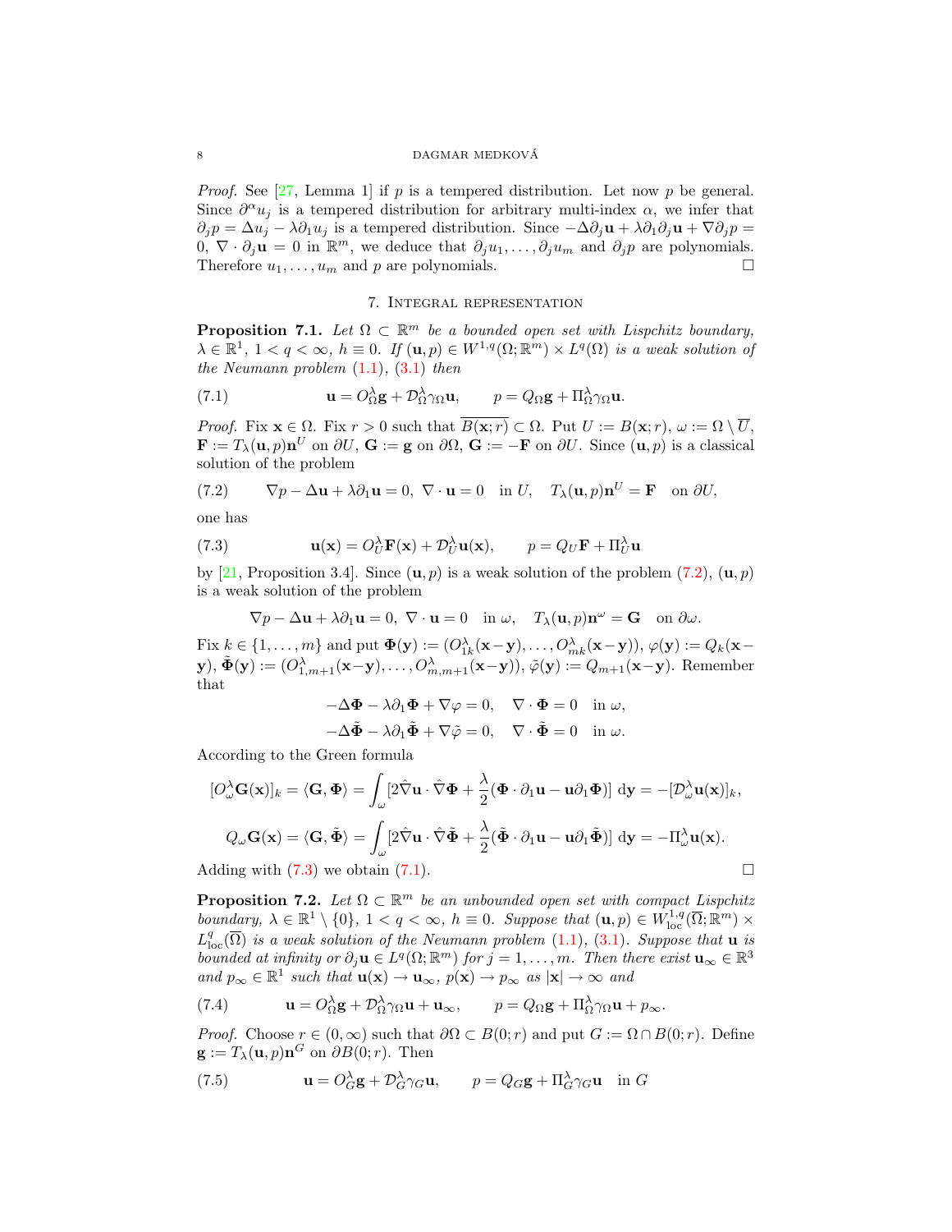*Proof.* See [27, Lemma 1] if $p$ is a tempered distribution. Let now $p$ be general. Since $\partial^\alpha u_j$ is a tempered distribution for arbitrary multi-index $\alpha$, we infer that $\partial_j p = \Delta u_j - \lambda \partial_1 u_j$ is a tempered distribution. Since $-\Delta \partial_j \mathbf{u} + \lambda \partial_1 \partial_j \mathbf{u} + \nabla \partial_j p = 0$, $\nabla \cdot \partial_j \mathbf{u} = 0$ in $\mathbb{R}^m$, we deduce that $\partial_j u_1, \dots, \partial_j u_m$ and $\partial_j p$ are polynomials. Therefore $u_1, \dots, u_m$ and $p$ are polynomials. $\square$

## 7. Integral representation

**Proposition 7.1.** *Let $\Omega \subset \mathbb{R}^m$ be a bounded open set with Lispchitz boundary, $\lambda \in \mathbb{R}^1$, $1 < q < \infty$, $h \equiv 0$. If $(\mathbf{u}, p) \in W^{1,q}(\Omega; \mathbb{R}^m) \times L^q(\Omega)$ is a weak solution of the Neumann problem (1.1), (3.1) then*

$$\mathbf{u} = O^\lambda_\Omega \mathbf{g} + \mathcal{D}^\lambda_\Omega \gamma_\Omega \mathbf{u}, \qquad p = Q_\Omega \mathbf{g} + \Pi^\lambda_\Omega \gamma_\Omega \mathbf{u}. \tag{7.1}$$

*Proof.* Fix $\mathbf{x} \in \Omega$. Fix $r > 0$ such that $\overline{B(\mathbf{x}; r)} \subset \Omega$. Put $U := B(\mathbf{x}; r)$, $\omega := \Omega \setminus \overline{U}$, $\mathbf{F} := T_\lambda(\mathbf{u}, p)\mathbf{n}^U$ on $\partial U$, $\mathbf{G} := \mathbf{g}$ on $\partial\Omega$, $\mathbf{G} := -\mathbf{F}$ on $\partial U$. Since $(\mathbf{u}, p)$ is a classical solution of the problem

$$\nabla p - \Delta \mathbf{u} + \lambda \partial_1 \mathbf{u} = 0,\ \nabla \cdot \mathbf{u} = 0 \quad \text{in } U, \quad T_\lambda(\mathbf{u}, p)\mathbf{n}^U = \mathbf{F} \quad \text{on } \partial U, \tag{7.2}$$

one has

$$\mathbf{u}(\mathbf{x}) = O^\lambda_U \mathbf{F}(\mathbf{x}) + \mathcal{D}^\lambda_U \mathbf{u}(\mathbf{x}), \qquad p = Q_U \mathbf{F} + \Pi^\lambda_U \mathbf{u} \tag{7.3}$$

by [21, Proposition 3.4]. Since $(\mathbf{u}, p)$ is a weak solution of the problem (7.2), $(\mathbf{u}, p)$ is a weak solution of the problem

$$\nabla p - \Delta \mathbf{u} + \lambda \partial_1 \mathbf{u} = 0,\ \nabla \cdot \mathbf{u} = 0 \quad \text{in } \omega, \quad T_\lambda(\mathbf{u}, p)\mathbf{n}^\omega = \mathbf{G} \quad \text{on } \partial\omega.$$

Fix $k \in \{1, \dots, m\}$ and put $\mathbf{\Phi}(\mathbf{y}) := (O^\lambda_{1k}(\mathbf{x}-\mathbf{y}), \dots, O^\lambda_{mk}(\mathbf{x}-\mathbf{y}))$, $\varphi(\mathbf{y}) := Q_k(\mathbf{x}-\mathbf{y})$, $\tilde{\mathbf{\Phi}}(\mathbf{y}) := (O^\lambda_{1,m+1}(\mathbf{x}-\mathbf{y}), \dots, O^\lambda_{m,m+1}(\mathbf{x}-\mathbf{y}))$, $\tilde{\varphi}(\mathbf{y}) := Q_{m+1}(\mathbf{x}-\mathbf{y})$. Remember that

$$-\Delta \mathbf{\Phi} - \lambda \partial_1 \mathbf{\Phi} + \nabla \varphi = 0, \quad \nabla \cdot \mathbf{\Phi} = 0 \quad \text{in } \omega,$$
$$-\Delta \tilde{\mathbf{\Phi}} - \lambda \partial_1 \tilde{\mathbf{\Phi}} + \nabla \tilde{\varphi} = 0, \quad \nabla \cdot \tilde{\mathbf{\Phi}} = 0 \quad \text{in } \omega.$$

According to the Green formula

$$[O^\lambda_\omega \mathbf{G}(\mathbf{x})]_k = \langle \mathbf{G}, \mathbf{\Phi} \rangle = \int_\omega [2\hat{\nabla}\mathbf{u} \cdot \hat{\nabla}\mathbf{\Phi} + \frac{\lambda}{2}(\mathbf{\Phi} \cdot \partial_1 \mathbf{u} - \mathbf{u}\partial_1 \mathbf{\Phi})]\ \mathrm{d}\mathbf{y} = -[\mathcal{D}^\lambda_\omega \mathbf{u}(\mathbf{x})]_k,$$

$$Q_\omega \mathbf{G}(\mathbf{x}) = \langle \mathbf{G}, \tilde{\mathbf{\Phi}} \rangle = \int_\omega [2\hat{\nabla}\mathbf{u} \cdot \hat{\nabla}\tilde{\mathbf{\Phi}} + \frac{\lambda}{2}(\tilde{\mathbf{\Phi}} \cdot \partial_1 \mathbf{u} - \mathbf{u}\partial_1 \tilde{\mathbf{\Phi}})]\ \mathrm{d}\mathbf{y} = -\Pi^\lambda_\omega \mathbf{u}(\mathbf{x}).$$

Adding with (7.3) we obtain (7.1). $\square$

**Proposition 7.2.** *Let $\Omega \subset \mathbb{R}^m$ be an unbounded open set with compact Lispchitz boundary, $\lambda \in \mathbb{R}^1 \setminus \{0\}$, $1 < q < \infty$, $h \equiv 0$. Suppose that $(\mathbf{u}, p) \in W^{1,q}_{\mathrm{loc}}(\overline{\Omega}; \mathbb{R}^m) \times L^q_{\mathrm{loc}}(\overline{\Omega})$ is a weak solution of the Neumann problem (1.1), (3.1). Suppose that $\mathbf{u}$ is bounded at infinity or $\partial_j \mathbf{u} \in L^q(\Omega; \mathbb{R}^m)$ for $j = 1, \dots, m$. Then there exist $\mathbf{u}_\infty \in \mathbb{R}^3$ and $p_\infty \in \mathbb{R}^1$ such that $\mathbf{u}(\mathbf{x}) \to \mathbf{u}_\infty$, $p(\mathbf{x}) \to p_\infty$ as $|\mathbf{x}| \to \infty$ and*

$$\mathbf{u} = O^\lambda_\Omega \mathbf{g} + \mathcal{D}^\lambda_\Omega \gamma_\Omega \mathbf{u} + \mathbf{u}_\infty, \qquad p = Q_\Omega \mathbf{g} + \Pi^\lambda_\Omega \gamma_\Omega \mathbf{u} + p_\infty. \tag{7.4}$$

*Proof.* Choose $r \in (0, \infty)$ such that $\partial\Omega \subset B(0; r)$ and put $G := \Omega \cap B(0; r)$. Define $\mathbf{g} := T_\lambda(\mathbf{u}, p)\mathbf{n}^G$ on $\partial B(0; r)$. Then

$$\mathbf{u} = O^\lambda_G \mathbf{g} + \mathcal{D}^\lambda_G \gamma_G \mathbf{u}, \qquad p = Q_G \mathbf{g} + \Pi^\lambda_G \gamma_G \mathbf{u} \quad \text{in } G \tag{7.5}$$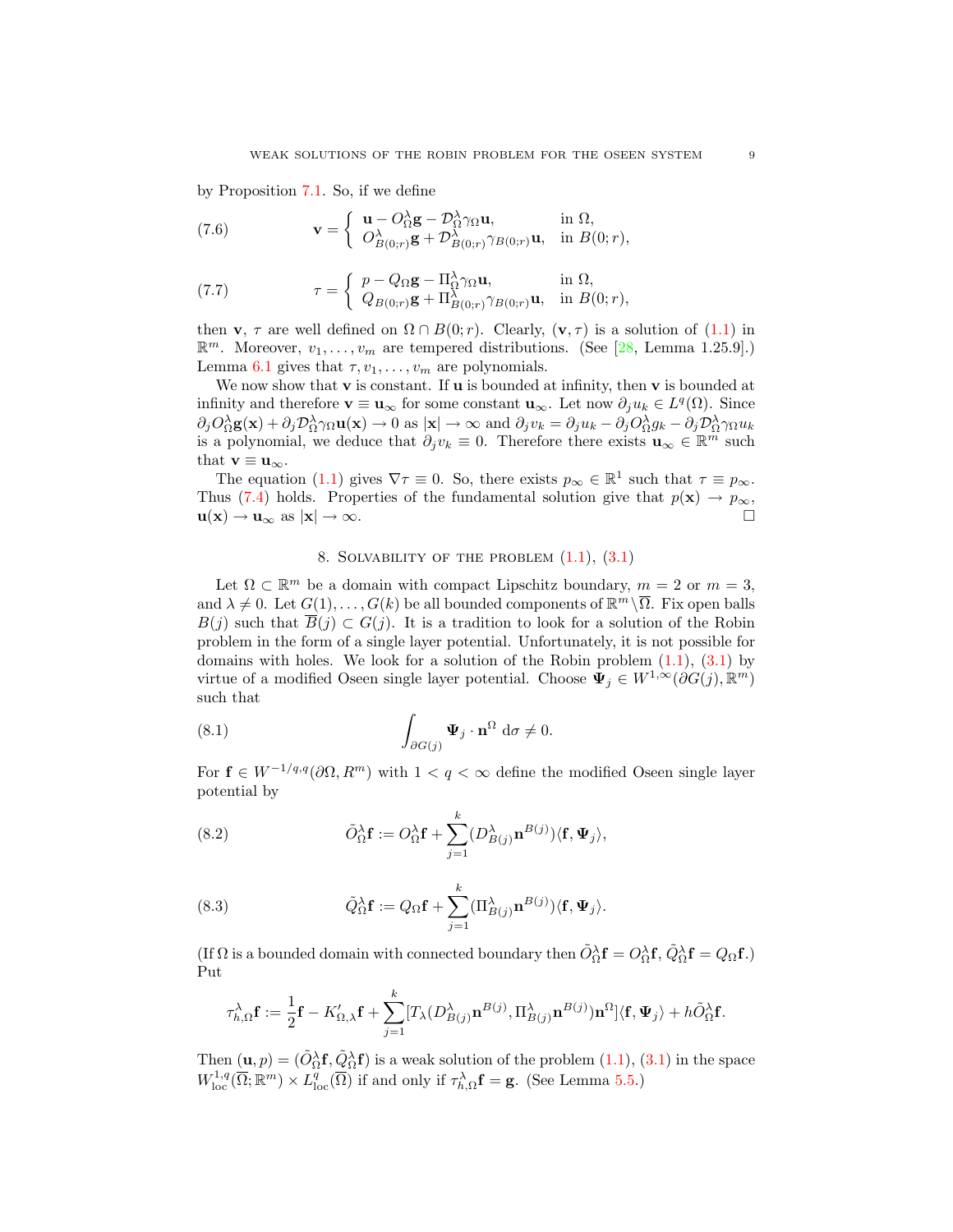by Proposition 7.1. So, if we define

$$
\mathbf{v} = \left\{ \begin{array}{ll} \mathbf{u} - O^\lambda_\Omega \mathbf{g} - \mathcal{D}^\lambda_\Omega \gamma_\Omega \mathbf{u}, & \text{in } \Omega, \\ O^\lambda_{B(0;r)} \mathbf{g} + \mathcal{D}^\lambda_{B(0;r)} \gamma_{B(0;r)} \mathbf{u}, & \text{in } B(0;r), \end{array} \right. \tag{7.6}
$$

$$
\tau = \left\{ \begin{array}{ll} p - Q_\Omega \mathbf{g} - \Pi^\lambda_\Omega \gamma_\Omega \mathbf{u}, & \text{in } \Omega, \\ Q_{B(0;r)} \mathbf{g} + \Pi^\lambda_{B(0;r)} \gamma_{B(0;r)} \mathbf{u}, & \text{in } B(0;r), \end{array} \right. \tag{7.7}
$$

then $\mathbf{v}$, $\tau$ are well defined on $\Omega \cap B(0;r)$. Clearly, $(\mathbf{v}, \tau)$ is a solution of (1.1) in $\mathbb{R}^m$. Moreover, $v_1, \ldots, v_m$ are tempered distributions. (See [28, Lemma 1.25.9].) Lemma 6.1 gives that $\tau, v_1, \ldots, v_m$ are polynomials.

We now show that $\mathbf{v}$ is constant. If $\mathbf{u}$ is bounded at infinity, then $\mathbf{v}$ is bounded at infinity and therefore $\mathbf{v} \equiv \mathbf{u}_\infty$ for some constant $\mathbf{u}_\infty$. Let now $\partial_j u_k \in L^q(\Omega)$. Since $\partial_j O^\lambda_\Omega \mathbf{g}(\mathbf{x}) + \partial_j \mathcal{D}^\lambda_\Omega \gamma_\Omega \mathbf{u}(\mathbf{x}) \to 0$ as $|\mathbf{x}| \to \infty$ and $\partial_j v_k = \partial_j u_k - \partial_j O^\lambda_\Omega g_k - \partial_j \mathcal{D}^\lambda_\Omega \gamma_\Omega u_k$ is a polynomial, we deduce that $\partial_j v_k \equiv 0$. Therefore there exists $\mathbf{u}_\infty \in \mathbb{R}^m$ such that $\mathbf{v} \equiv \mathbf{u}_\infty$.

The equation (1.1) gives $\nabla \tau \equiv 0$. So, there exists $p_\infty \in \mathbb{R}^1$ such that $\tau \equiv p_\infty$. Thus (7.4) holds. Properties of the fundamental solution give that $p(\mathbf{x}) \to p_\infty$, $\mathbf{u}(\mathbf{x}) \to \mathbf{u}_\infty$ as $|\mathbf{x}| \to \infty$. □

## 8. Solvability of the problem (1.1), (3.1)

Let $\Omega \subset \mathbb{R}^m$ be a domain with compact Lipschitz boundary, $m = 2$ or $m = 3$, and $\lambda \neq 0$. Let $G(1), \ldots, G(k)$ be all bounded components of $\mathbb{R}^m \setminus \overline{\Omega}$. Fix open balls $B(j)$ such that $\overline{B}(j) \subset G(j)$. It is a tradition to look for a solution of the Robin problem in the form of a single layer potential. Unfortunately, it is not possible for domains with holes. We look for a solution of the Robin problem (1.1), (3.1) by virtue of a modified Oseen single layer potential. Choose $\mathbf{\Psi}_j \in W^{1,\infty}(\partial G(j), \mathbb{R}^m)$ such that

$$
\int_{\partial G(j)} \mathbf{\Psi}_j \cdot \mathbf{n}^\Omega \, \mathrm{d}\sigma \neq 0. \tag{8.1}
$$

For $\mathbf{f} \in W^{-1/q,q}(\partial\Omega, R^m)$ with $1 < q < \infty$ define the modified Oseen single layer potential by

$$
\tilde{O}^\lambda_\Omega \mathbf{f} := O^\lambda_\Omega \mathbf{f} + \sum_{j=1}^k (D^\lambda_{B(j)} \mathbf{n}^{B(j)}) \langle \mathbf{f}, \mathbf{\Psi}_j \rangle, \tag{8.2}
$$

$$
\tilde{Q}^\lambda_\Omega \mathbf{f} := Q_\Omega \mathbf{f} + \sum_{j=1}^k (\Pi^\lambda_{B(j)} \mathbf{n}^{B(j)}) \langle \mathbf{f}, \mathbf{\Psi}_j \rangle. \tag{8.3}
$$

(If $\Omega$ is a bounded domain with connected boundary then $\tilde{O}^\lambda_\Omega \mathbf{f} = O^\lambda_\Omega \mathbf{f}$, $\tilde{Q}^\lambda_\Omega \mathbf{f} = Q_\Omega \mathbf{f}$.) Put

$$
\tau^\lambda_{h,\Omega} \mathbf{f} := \frac{1}{2} \mathbf{f} - K'_{\Omega,\lambda} \mathbf{f} + \sum_{j=1}^k [T_\lambda (D^\lambda_{B(j)} \mathbf{n}^{B(j)}, \Pi^\lambda_{B(j)} \mathbf{n}^{B(j)}) \mathbf{n}^\Omega] \langle \mathbf{f}, \mathbf{\Psi}_j \rangle + h \tilde{O}^\lambda_\Omega \mathbf{f}.
$$

Then $(\mathbf{u}, p) = (\tilde{O}^\lambda_\Omega \mathbf{f}, \tilde{Q}^\lambda_\Omega \mathbf{f})$ is a weak solution of the problem (1.1), (3.1) in the space $W^{1,q}_{\text{loc}}(\overline{\Omega}; \mathbb{R}^m) \times L^q_{\text{loc}}(\overline{\Omega})$ if and only if $\tau^\lambda_{h,\Omega} \mathbf{f} = \mathbf{g}$. (See Lemma 5.5.)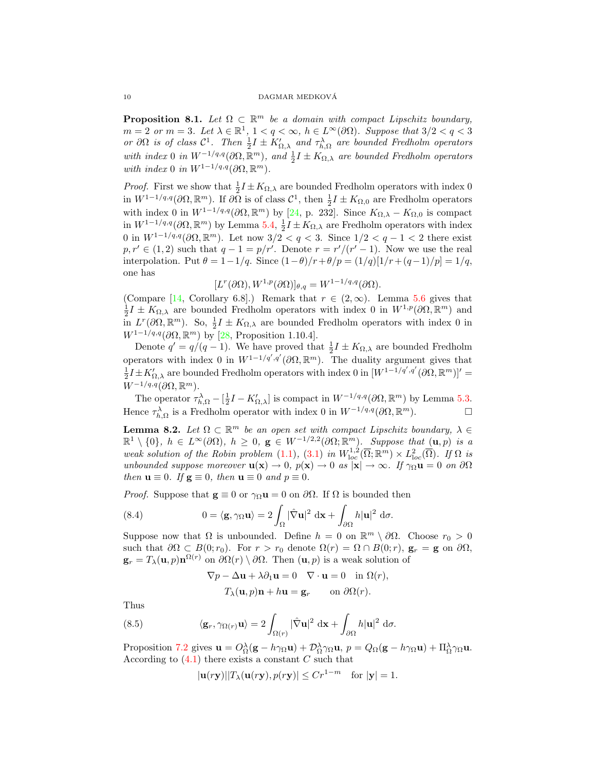**Proposition 8.1.** *Let $\Omega \subset \mathbb{R}^m$ be a domain with compact Lipschitz boundary, $m = 2$ or $m = 3$. Let $\lambda \in \mathbb{R}^1$, $1 < q < \infty$, $h \in L^\infty(\partial\Omega)$. Suppose that $3/2 < q < 3$ or $\partial\Omega$ is of class $\mathcal{C}^1$. Then $\frac{1}{2}I \pm K'_{\Omega,\lambda}$ and $\tau^\lambda_{h,\Omega}$ are bounded Fredholm operators with index 0 in $W^{-1/q,q}(\partial\Omega, \mathbb{R}^m)$, and $\frac{1}{2}I \pm K_{\Omega,\lambda}$ are bounded Fredholm operators with index 0 in $W^{1-1/q,q}(\partial\Omega, \mathbb{R}^m)$.*

*Proof.* First we show that $\frac{1}{2}I \pm K_{\Omega,\lambda}$ are bounded Fredholm operators with index 0 in $W^{1-1/q,q}(\partial\Omega, \mathbb{R}^m)$. If $\partial\Omega$ is of class $\mathcal{C}^1$, then $\frac{1}{2}I \pm K_{\Omega,0}$ are Fredholm operators with index 0 in $W^{1-1/q,q}(\partial\Omega, \mathbb{R}^m)$ by [24, p. 232]. Since $K_{\Omega,\lambda} - K_{\Omega,0}$ is compact in $W^{1-1/q,q}(\partial\Omega, \mathbb{R}^m)$ by Lemma 5.4, $\frac{1}{2}I \pm K_{\Omega,\lambda}$ are Fredholm operators with index 0 in $W^{1-1/q,q}(\partial\Omega, \mathbb{R}^m)$. Let now $3/2 < q < 3$. Since $1/2 < q - 1 < 2$ there exist $p, r' \in (1, 2)$ such that $q - 1 = p/r'$. Denote $r = r'/(r' - 1)$. Now we use the real interpolation. Put $\theta = 1 - 1/q$. Since $(1-\theta)/r + \theta/p = (1/q)[1/r + (q-1)/p] = 1/q$, one has

$$[L^r(\partial\Omega), W^{1,p}(\partial\Omega)]_{\theta,q} = W^{1-1/q,q}(\partial\Omega).$$

(Compare [14, Corollary 6.8].) Remark that $r \in (2, \infty)$. Lemma 5.6 gives that $\frac{1}{2}I \pm K_{\Omega,\lambda}$ are bounded Fredholm operators with index 0 in $W^{1,p}(\partial\Omega, \mathbb{R}^m)$ and in $L^r(\partial\Omega, \mathbb{R}^m)$. So, $\frac{1}{2}I \pm K_{\Omega,\lambda}$ are bounded Fredholm operators with index 0 in $W^{1-1/q,q}(\partial\Omega, \mathbb{R}^m)$ by [28, Proposition 1.10.4].

Denote $q' = q/(q-1)$. We have proved that $\frac{1}{2}I \pm K_{\Omega,\lambda}$ are bounded Fredholm operators with index 0 in $W^{1-1/q',q'}(\partial\Omega, \mathbb{R}^m)$. The duality argument gives that $\frac{1}{2}I \pm K'_{\Omega,\lambda}$ are bounded Fredholm operators with index 0 in $[W^{1-1/q',q'}(\partial\Omega, \mathbb{R}^m)]' = W^{-1/q,q}(\partial\Omega, \mathbb{R}^m)$.

The operator $\tau^\lambda_{h,\Omega} - [\frac{1}{2}I - K'_{\Omega,\lambda}]$ is compact in $W^{-1/q,q}(\partial\Omega, \mathbb{R}^m)$ by Lemma 5.3. Hence $\tau^\lambda_{h,\Omega}$ is a Fredholm operator with index 0 in $W^{-1/q,q}(\partial\Omega, \mathbb{R}^m)$. $\square$

**Lemma 8.2.** *Let $\Omega \subset \mathbb{R}^m$ be an open set with compact Lipschitz boundary, $\lambda \in \mathbb{R}^1 \setminus \{0\}$, $h \in L^\infty(\partial\Omega)$, $h \geq 0$, $\mathbf{g} \in W^{-1/2,2}(\partial\Omega; \mathbb{R}^m)$. Suppose that $(\mathbf{u}, p)$ is a weak solution of the Robin problem (1.1), (3.1) in $W^{1,2}_{\rm loc}(\overline{\Omega}; \mathbb{R}^m) \times L^2_{\rm loc}(\overline{\Omega})$. If $\Omega$ is unbounded suppose moreover $\mathbf{u}(\mathbf{x}) \to 0$, $p(\mathbf{x}) \to 0$ as $|\mathbf{x}| \to \infty$. If $\gamma_\Omega \mathbf{u} = 0$ on $\partial\Omega$ then $\mathbf{u} \equiv 0$. If $\mathbf{g} \equiv 0$, then $\mathbf{u} \equiv 0$ and $p \equiv 0$.*

*Proof.* Suppose that $\mathbf{g} \equiv 0$ or $\gamma_\Omega \mathbf{u} = 0$ on $\partial\Omega$. If $\Omega$ is bounded then

$$0 = \langle \mathbf{g}, \gamma_\Omega \mathbf{u} \rangle = 2 \int_\Omega |\hat{\nabla} \mathbf{u}|^2 \, d\mathbf{x} + \int_{\partial\Omega} h |\mathbf{u}|^2 \, d\sigma. \tag{8.4}$$

Suppose now that $\Omega$ is unbounded. Define $h = 0$ on $\mathbb{R}^m \setminus \partial\Omega$. Choose $r_0 > 0$ such that $\partial\Omega \subset B(0; r_0)$. For $r > r_0$ denote $\Omega(r) = \Omega \cap B(0; r)$, $\mathbf{g}_r = \mathbf{g}$ on $\partial\Omega$, $\mathbf{g}_r = T_\lambda(\mathbf{u}, p)\mathbf{n}^{\Omega(r)}$ on $\partial\Omega(r) \setminus \partial\Omega$. Then $(\mathbf{u}, p)$ is a weak solution of

$$\nabla p - \Delta \mathbf{u} + \lambda \partial_1 \mathbf{u} = 0 \quad \nabla \cdot \mathbf{u} = 0 \quad \text{in } \Omega(r),$$

$$T_\lambda(\mathbf{u}, p)\mathbf{n} + h\mathbf{u} = \mathbf{g}_r \qquad \text{on } \partial\Omega(r).$$

Thus

$$\langle \mathbf{g}_r, \gamma_{\Omega(r)} \mathbf{u} \rangle = 2 \int_{\Omega(r)} |\hat{\nabla} \mathbf{u}|^2 \, d\mathbf{x} + \int_{\partial\Omega} h |\mathbf{u}|^2 \, d\sigma. \tag{8.5}$$

Proposition 7.2 gives $\mathbf{u} = O^\lambda_\Omega(\mathbf{g} - h\gamma_\Omega \mathbf{u}) + \mathcal{D}^\lambda_\Omega \gamma_\Omega \mathbf{u}$, $p = Q_\Omega(\mathbf{g} - h\gamma_\Omega \mathbf{u}) + \Pi^\lambda_\Omega \gamma_\Omega \mathbf{u}$. According to (4.1) there exists a constant $C$ such that

$$|\mathbf{u}(r\mathbf{y})||T_\lambda(\mathbf{u}(r\mathbf{y}), p(r\mathbf{y})| \leq C r^{1-m} \quad \text{for } |\mathbf{y}| = 1.$$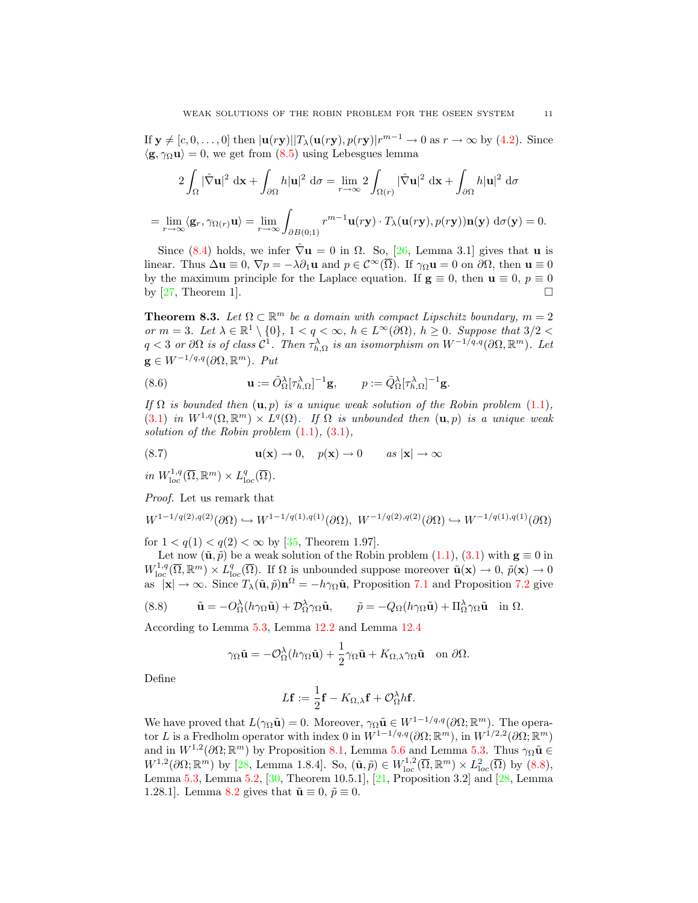If $\mathbf{y} \neq [c, 0, \dots, 0]$ then $|\mathbf{u}(r\mathbf{y})||T_\lambda(\mathbf{u}(r\mathbf{y}), p(r\mathbf{y})|r^{m-1} \to 0$ as $r \to \infty$ by (4.2). Since $\langle \mathbf{g}, \gamma_\Omega \mathbf{u}\rangle = 0$, we get from (8.5) using Lebesgues lemma

$$2\int_\Omega |\hat{\nabla}\mathbf{u}|^2 \, \mathrm{d}\mathbf{x} + \int_{\partial\Omega} h|\mathbf{u}|^2 \, \mathrm{d}\sigma = \lim_{r\to\infty} 2\int_{\Omega(r)} |\hat{\nabla}\mathbf{u}|^2 \, \mathrm{d}\mathbf{x} + \int_{\partial\Omega} h|\mathbf{u}|^2 \, \mathrm{d}\sigma$$

$$= \lim_{r\to\infty} \langle \mathbf{g}_r, \gamma_{\Omega(r)}\mathbf{u}\rangle = \lim_{r\to\infty} \int_{\partial B(0;1)} r^{m-1}\mathbf{u}(r\mathbf{y}) \cdot T_\lambda(\mathbf{u}(r\mathbf{y}), p(r\mathbf{y}))\mathbf{n}(\mathbf{y}) \, \mathrm{d}\sigma(\mathbf{y}) = 0.$$

Since (8.4) holds, we infer $\hat{\nabla}\mathbf{u} = 0$ in $\Omega$. So, [26, Lemma 3.1] gives that $\mathbf{u}$ is linear. Thus $\Delta\mathbf{u} \equiv 0$, $\nabla p = -\lambda\partial_1\mathbf{u}$ and $p \in \mathcal{C}^\infty(\overline{\Omega})$. If $\gamma_\Omega\mathbf{u} = 0$ on $\partial\Omega$, then $\mathbf{u} \equiv 0$ by the maximum principle for the Laplace equation. If $\mathbf{g} \equiv 0$, then $\mathbf{u} \equiv 0$, $p \equiv 0$ by [27, Theorem 1]. $\square$

**Theorem 8.3.** *Let $\Omega \subset \mathbb{R}^m$ be a domain with compact Lipschitz boundary, $m = 2$ or $m = 3$. Let $\lambda \in \mathbb{R}^1 \setminus \{0\}$, $1 < q < \infty$, $h \in L^\infty(\partial\Omega)$, $h \geq 0$. Suppose that $3/2 < q < 3$ or $\partial\Omega$ is of class $\mathcal{C}^1$. Then $\tau^\lambda_{h,\Omega}$ is an isomorphism on $W^{-1/q,q}(\partial\Omega, \mathbb{R}^m)$. Let $\mathbf{g} \in W^{-1/q,q}(\partial\Omega, \mathbb{R}^m)$. Put*

$$\mathbf{u} := \tilde{O}^\lambda_\Omega[\tau^\lambda_{h,\Omega}]^{-1}\mathbf{g}, \qquad p := \tilde{Q}^\lambda_\Omega[\tau^\lambda_{h,\Omega}]^{-1}\mathbf{g}. \tag{8.6}$$

*If $\Omega$ is bounded then $(\mathbf{u}, p)$ is a unique weak solution of the Robin problem (1.1), (3.1) in $W^{1,q}(\Omega, \mathbb{R}^m) \times L^q(\Omega)$. If $\Omega$ is unbounded then $(\mathbf{u}, p)$ is a unique weak solution of the Robin problem (1.1), (3.1),*

$$\mathbf{u}(\mathbf{x}) \to 0, \quad p(\mathbf{x}) \to 0 \qquad \text{as } |\mathbf{x}| \to \infty \tag{8.7}$$

*in $W^{1,q}_{\mathrm{loc}}(\overline{\Omega}, \mathbb{R}^m) \times L^q_{\mathrm{loc}}(\overline{\Omega})$.*

*Proof.* Let us remark that

$$W^{1-1/q(2),q(2)}(\partial\Omega) \hookrightarrow W^{1-1/q(1),q(1)}(\partial\Omega), \; W^{-1/q(2),q(2)}(\partial\Omega) \hookrightarrow W^{-1/q(1),q(1)}(\partial\Omega)$$

for $1 < q(1) < q(2) < \infty$ by [35, Theorem 1.97].

Let now $(\tilde{\mathbf{u}}, \tilde{p})$ be a weak solution of the Robin problem (1.1), (3.1) with $\mathbf{g} \equiv 0$ in $W^{1,q}_{\mathrm{loc}}(\overline{\Omega}, \mathbb{R}^m) \times L^q_{\mathrm{loc}}(\overline{\Omega})$. If $\Omega$ is unbounded suppose moreover $\tilde{\mathbf{u}}(\mathbf{x}) \to 0$, $\tilde{p}(\mathbf{x}) \to 0$ as $|\mathbf{x}| \to \infty$. Since $T_\lambda(\tilde{\mathbf{u}}, \tilde{p})\mathbf{n}^\Omega = -h\gamma_\Omega\tilde{\mathbf{u}}$, Proposition 7.1 and Proposition 7.2 give

$$\tilde{\mathbf{u}} = -O^\lambda_\Omega(h\gamma_\Omega\tilde{\mathbf{u}}) + \mathcal{D}^\lambda_\Omega\gamma_\Omega\tilde{\mathbf{u}}, \qquad \tilde{p} = -Q_\Omega(h\gamma_\Omega\tilde{\mathbf{u}}) + \Pi^\lambda_\Omega\gamma_\Omega\tilde{\mathbf{u}} \quad \text{in } \Omega. \tag{8.8}$$

According to Lemma 5.3, Lemma 12.2 and Lemma 12.4

$$\gamma_\Omega\tilde{\mathbf{u}} = -\mathcal{O}^\lambda_\Omega(h\gamma_\Omega\tilde{\mathbf{u}}) + \frac{1}{2}\gamma_\Omega\tilde{\mathbf{u}} + K_{\Omega,\lambda}\gamma_\Omega\tilde{\mathbf{u}} \quad \text{on } \partial\Omega.$$

Define

$$L\mathbf{f} := \frac{1}{2}\mathbf{f} - K_{\Omega,\lambda}\mathbf{f} + \mathcal{O}^\lambda_\Omega h\mathbf{f}.$$

We have proved that $L(\gamma_\Omega\tilde{\mathbf{u}}) = 0$. Moreover, $\gamma_\Omega\tilde{\mathbf{u}} \in W^{1-1/q,q}(\partial\Omega; \mathbb{R}^m)$. The operator $L$ is a Fredholm operator with index 0 in $W^{1-1/q,q}(\partial\Omega; \mathbb{R}^m)$, in $W^{1/2,2}(\partial\Omega; \mathbb{R}^m)$ and in $W^{1,2}(\partial\Omega; \mathbb{R}^m)$ by Proposition 8.1, Lemma 5.6 and Lemma 5.3. Thus $\gamma_\Omega\tilde{\mathbf{u}} \in W^{1,2}(\partial\Omega; \mathbb{R}^m)$ by [28, Lemma 1.8.4]. So, $(\tilde{\mathbf{u}}, \tilde{p}) \in W^{1,2}_{loc}(\overline{\Omega}, \mathbb{R}^m) \times L^2_{\mathrm{loc}}(\overline{\Omega})$ by (8.8), Lemma 5.3, Lemma 5.2, [30, Theorem 10.5.1], [21, Proposition 3.2] and [28, Lemma 1.28.1]. Lemma 8.2 gives that $\tilde{\mathbf{u}} \equiv 0$, $\tilde{p} \equiv 0$.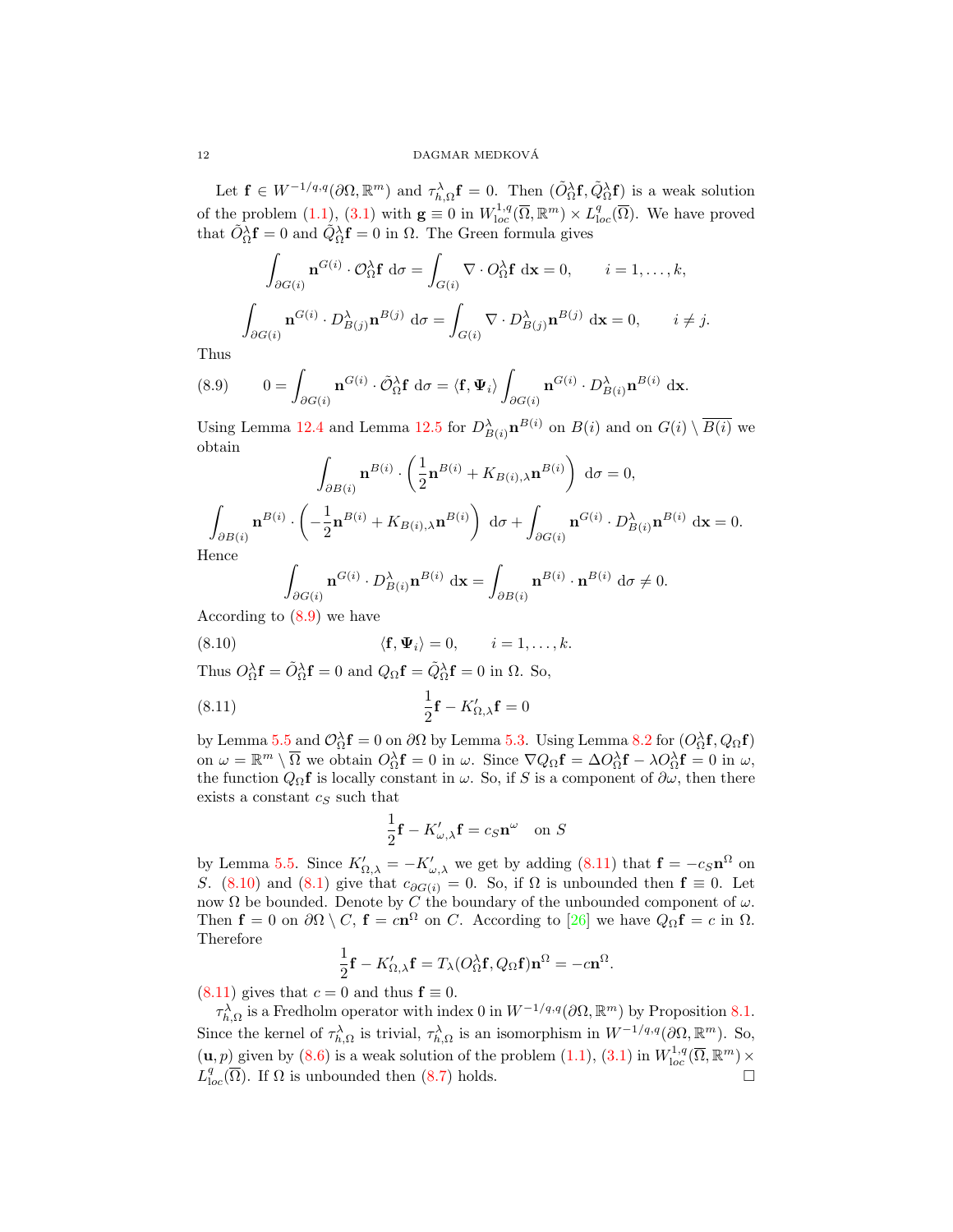Let $\mathbf{f} \in W^{-1/q,q}(\partial\Omega, \mathbb{R}^m)$ and $\tau^\lambda_{h,\Omega}\mathbf{f} = 0$. Then $(\tilde O^\lambda_\Omega \mathbf{f}, \tilde Q^\lambda_\Omega \mathbf{f})$ is a weak solution of the problem (1.1), (3.1) with $\mathbf{g} \equiv 0$ in $W^{1,q}_{\rm loc}(\overline\Omega, \mathbb{R}^m) \times L^q_{\rm loc}(\overline\Omega)$. We have proved that $\tilde O^\lambda_\Omega \mathbf{f} = 0$ and $\tilde Q^\lambda_\Omega \mathbf{f} = 0$ in $\Omega$. The Green formula gives

$$\int_{\partial G(i)} \mathbf{n}^{G(i)} \cdot \mathcal{O}^\lambda_\Omega \mathbf{f} \, {\rm d}\sigma = \int_{G(i)} \nabla \cdot O^\lambda_\Omega \mathbf{f} \, {\rm d}\mathbf{x} = 0, \qquad i = 1, \dots, k,$$

$$\int_{\partial G(i)} \mathbf{n}^{G(i)} \cdot D^\lambda_{B(j)} \mathbf{n}^{B(j)} \, {\rm d}\sigma = \int_{G(i)} \nabla \cdot D^\lambda_{B(j)} \mathbf{n}^{B(j)} \, {\rm d}\mathbf{x} = 0, \qquad i \neq j.$$

Thus

$$0 = \int_{\partial G(i)} \mathbf{n}^{G(i)} \cdot \tilde{\mathcal{O}}^\lambda_\Omega \mathbf{f} \, {\rm d}\sigma = \langle \mathbf{f}, \mathbf{\Psi}_i \rangle \int_{\partial G(i)} \mathbf{n}^{G(i)} \cdot D^\lambda_{B(i)} \mathbf{n}^{B(i)} \, {\rm d}\mathbf{x}. \tag{8.9}$$

Using Lemma 12.4 and Lemma 12.5 for $D^\lambda_{B(i)} \mathbf{n}^{B(i)}$ on $B(i)$ and on $G(i) \setminus \overline{B(i)}$ we obtain

$$\int_{\partial B(i)} \mathbf{n}^{B(i)} \cdot \left( \frac{1}{2} \mathbf{n}^{B(i)} + K_{B(i),\lambda} \mathbf{n}^{B(i)} \right) \, {\rm d}\sigma = 0,$$

$$\int_{\partial B(i)} \mathbf{n}^{B(i)} \cdot \left( -\frac{1}{2} \mathbf{n}^{B(i)} + K_{B(i),\lambda} \mathbf{n}^{B(i)} \right) \, {\rm d}\sigma + \int_{\partial G(i)} \mathbf{n}^{G(i)} \cdot D^\lambda_{B(i)} \mathbf{n}^{B(i)} \, {\rm d}\mathbf{x} = 0.$$

Hence

$$\int_{\partial G(i)} \mathbf{n}^{G(i)} \cdot D^\lambda_{B(i)} \mathbf{n}^{B(i)} \, {\rm d}\mathbf{x} = \int_{\partial B(i)} \mathbf{n}^{B(i)} \cdot \mathbf{n}^{B(i)} \, {\rm d}\sigma \neq 0.$$

According to (8.9) we have

$$\langle \mathbf{f}, \mathbf{\Psi}_i \rangle = 0, \qquad i = 1, \dots, k. \tag{8.10}$$

Thus $O^\lambda_\Omega \mathbf{f} = \tilde O^\lambda_\Omega \mathbf{f} = 0$ and $Q_\Omega \mathbf{f} = \tilde Q^\lambda_\Omega \mathbf{f} = 0$ in $\Omega$. So,

$$\frac{1}{2}\mathbf{f} - K'_{\Omega,\lambda}\mathbf{f} = 0 \tag{8.11}$$

by Lemma 5.5 and $\mathcal{O}^\lambda_\Omega \mathbf{f} = 0$ on $\partial\Omega$ by Lemma 5.3. Using Lemma 8.2 for $(O^\lambda_\Omega \mathbf{f}, Q_\Omega \mathbf{f})$ on $\omega = \mathbb{R}^m \setminus \overline\Omega$ we obtain $O^\lambda_\Omega \mathbf{f} = 0$ in $\omega$. Since $\nabla Q_\Omega \mathbf{f} = \Delta O^\lambda_\Omega \mathbf{f} - \lambda O^\lambda_\Omega \mathbf{f} = 0$ in $\omega$, the function $Q_\Omega \mathbf{f}$ is locally constant in $\omega$. So, if $S$ is a component of $\partial\omega$, then there exists a constant $c_S$ such that

$$\frac{1}{2}\mathbf{f} - K'_{\omega,\lambda}\mathbf{f} = c_S \mathbf{n}^\omega \quad \text{on } S$$

by Lemma 5.5. Since $K'_{\Omega,\lambda} = -K'_{\omega,\lambda}$ we get by adding (8.11) that $\mathbf{f} = -c_S \mathbf{n}^\Omega$ on $S$. (8.10) and (8.1) give that $c_{\partial G(i)} = 0$. So, if $\Omega$ is unbounded then $\mathbf{f} \equiv 0$. Let now $\Omega$ be bounded. Denote by $C$ the boundary of the unbounded component of $\omega$. Then $\mathbf{f} = 0$ on $\partial\Omega \setminus C$, $\mathbf{f} = c\mathbf{n}^\Omega$ on $C$. According to [26] we have $Q_\Omega \mathbf{f} = c$ in $\Omega$. Therefore

$$\frac{1}{2}\mathbf{f} - K'_{\Omega,\lambda}\mathbf{f} = T_\lambda(O^\lambda_\Omega \mathbf{f}, Q_\Omega \mathbf{f})\mathbf{n}^\Omega = -c\mathbf{n}^\Omega.$$

(8.11) gives that $c = 0$ and thus $\mathbf{f} \equiv 0$.

$\tau^\lambda_{h,\Omega}$ is a Fredholm operator with index 0 in $W^{-1/q,q}(\partial\Omega, \mathbb{R}^m)$ by Proposition 8.1. Since the kernel of $\tau^\lambda_{h,\Omega}$ is trivial, $\tau^\lambda_{h,\Omega}$ is an isomorphism in $W^{-1/q,q}(\partial\Omega, \mathbb{R}^m)$. So, $(\mathbf{u}, p)$ given by (8.6) is a weak solution of the problem (1.1), (3.1) in $W^{1,q}_{\rm loc}(\overline\Omega, \mathbb{R}^m) \times L^q_{\rm loc}(\overline\Omega)$. If $\Omega$ is unbounded then (8.7) holds. $\square$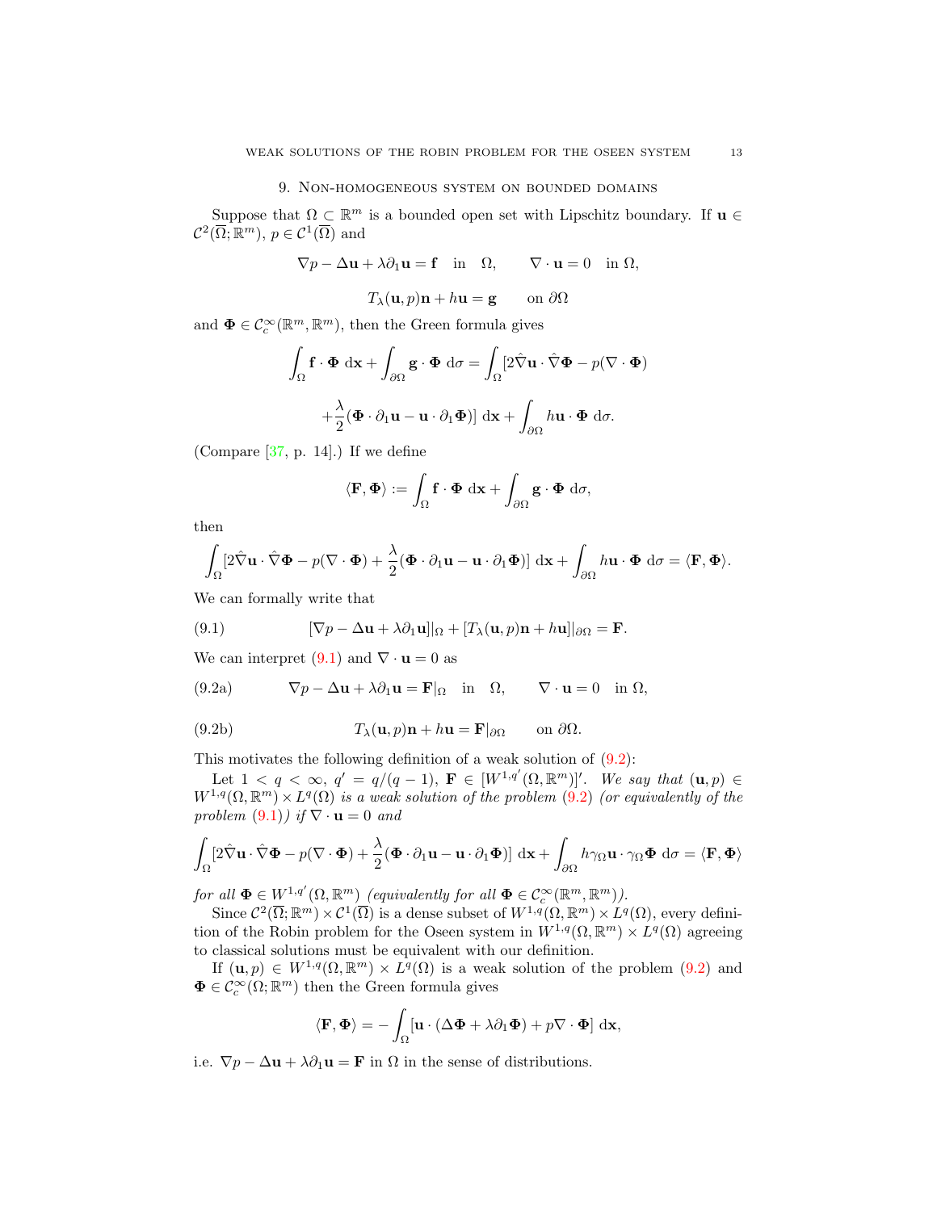## 9. Non-homogeneous system on bounded domains

Suppose that $\Omega \subset \mathbb{R}^m$ is a bounded open set with Lipschitz boundary. If $\mathbf{u} \in \mathcal{C}^2(\overline{\Omega}; \mathbb{R}^m)$, $p \in \mathcal{C}^1(\overline{\Omega})$ and

$$\nabla p - \Delta \mathbf{u} + \lambda \partial_1 \mathbf{u} = \mathbf{f} \quad \text{in} \quad \Omega, \qquad \nabla \cdot \mathbf{u} = 0 \quad \text{in } \Omega,$$

$$T_\lambda(\mathbf{u}, p)\mathbf{n} + h\mathbf{u} = \mathbf{g} \qquad \text{on } \partial\Omega$$

and $\mathbf{\Phi} \in \mathcal{C}_c^\infty(\mathbb{R}^m, \mathbb{R}^m)$, then the Green formula gives

$$\int_\Omega \mathbf{f} \cdot \mathbf{\Phi} \, \mathrm{d}\mathbf{x} + \int_{\partial\Omega} \mathbf{g} \cdot \mathbf{\Phi} \, \mathrm{d}\sigma = \int_\Omega [2\hat{\nabla}\mathbf{u} \cdot \hat{\nabla}\mathbf{\Phi} - p(\nabla \cdot \mathbf{\Phi})$$

$$+ \frac{\lambda}{2}(\mathbf{\Phi} \cdot \partial_1 \mathbf{u} - \mathbf{u} \cdot \partial_1 \mathbf{\Phi})] \, \mathrm{d}\mathbf{x} + \int_{\partial\Omega} h\mathbf{u} \cdot \mathbf{\Phi} \, \mathrm{d}\sigma.$$

(Compare [37, p. 14].) If we define

$$\langle \mathbf{F}, \mathbf{\Phi} \rangle := \int_\Omega \mathbf{f} \cdot \mathbf{\Phi} \, \mathrm{d}\mathbf{x} + \int_{\partial\Omega} \mathbf{g} \cdot \mathbf{\Phi} \, \mathrm{d}\sigma,$$

then

$$\int_\Omega [2\hat{\nabla}\mathbf{u} \cdot \hat{\nabla}\mathbf{\Phi} - p(\nabla \cdot \mathbf{\Phi}) + \frac{\lambda}{2}(\mathbf{\Phi} \cdot \partial_1 \mathbf{u} - \mathbf{u} \cdot \partial_1 \mathbf{\Phi})] \, \mathrm{d}\mathbf{x} + \int_{\partial\Omega} h\mathbf{u} \cdot \mathbf{\Phi} \, \mathrm{d}\sigma = \langle \mathbf{F}, \mathbf{\Phi} \rangle.$$

We can formally write that

$$[\nabla p - \Delta \mathbf{u} + \lambda \partial_1 \mathbf{u}]|_\Omega + [T_\lambda(\mathbf{u}, p)\mathbf{n} + h\mathbf{u}]|_{\partial\Omega} = \mathbf{F}. \tag{9.1}$$

We can interpret (9.1) and $\nabla \cdot \mathbf{u} = 0$ as

$$\nabla p - \Delta \mathbf{u} + \lambda \partial_1 \mathbf{u} = \mathbf{F}|_\Omega \quad \text{in} \quad \Omega, \qquad \nabla \cdot \mathbf{u} = 0 \quad \text{in } \Omega, \tag{9.2a}$$

$$T_\lambda(\mathbf{u}, p)\mathbf{n} + h\mathbf{u} = \mathbf{F}|_{\partial\Omega} \qquad \text{on } \partial\Omega. \tag{9.2b}$$

This motivates the following definition of a weak solution of (9.2):

Let $1 < q < \infty$, $q' = q/(q-1)$, $\mathbf{F} \in [W^{1,q'}(\Omega, \mathbb{R}^m)]'$. *We say that* $(\mathbf{u}, p) \in W^{1,q}(\Omega, \mathbb{R}^m) \times L^q(\Omega)$ *is a weak solution of the problem* (9.2) *(or equivalently of the problem* (9.1)*) if* $\nabla \cdot \mathbf{u} = 0$ *and*

$$\int_\Omega [2\hat{\nabla}\mathbf{u} \cdot \hat{\nabla}\mathbf{\Phi} - p(\nabla \cdot \mathbf{\Phi}) + \frac{\lambda}{2}(\mathbf{\Phi} \cdot \partial_1 \mathbf{u} - \mathbf{u} \cdot \partial_1 \mathbf{\Phi})] \, \mathrm{d}\mathbf{x} + \int_{\partial\Omega} h\gamma_\Omega \mathbf{u} \cdot \gamma_\Omega \mathbf{\Phi} \, \mathrm{d}\sigma = \langle \mathbf{F}, \mathbf{\Phi} \rangle$$

*for all* $\mathbf{\Phi} \in W^{1,q'}(\Omega, \mathbb{R}^m)$ *(equivalently for all* $\mathbf{\Phi} \in \mathcal{C}_c^\infty(\mathbb{R}^m, \mathbb{R}^m)$*).*

Since $\mathcal{C}^2(\overline{\Omega}; \mathbb{R}^m) \times \mathcal{C}^1(\overline{\Omega})$ is a dense subset of $W^{1,q}(\Omega, \mathbb{R}^m) \times L^q(\Omega)$, every definition of the Robin problem for the Oseen system in $W^{1,q}(\Omega, \mathbb{R}^m) \times L^q(\Omega)$ agreeing to classical solutions must be equivalent with our definition.

If $(\mathbf{u}, p) \in W^{1,q}(\Omega, \mathbb{R}^m) \times L^q(\Omega)$ is a weak solution of the problem (9.2) and $\mathbf{\Phi} \in \mathcal{C}_c^\infty(\Omega; \mathbb{R}^m)$ then the Green formula gives

$$\langle \mathbf{F}, \mathbf{\Phi} \rangle = -\int_\Omega [\mathbf{u} \cdot (\Delta \mathbf{\Phi} + \lambda \partial_1 \mathbf{\Phi}) + p\nabla \cdot \mathbf{\Phi}] \, \mathrm{d}\mathbf{x},$$

i.e. $\nabla p - \Delta \mathbf{u} + \lambda \partial_1 \mathbf{u} = \mathbf{F}$ in $\Omega$ in the sense of distributions.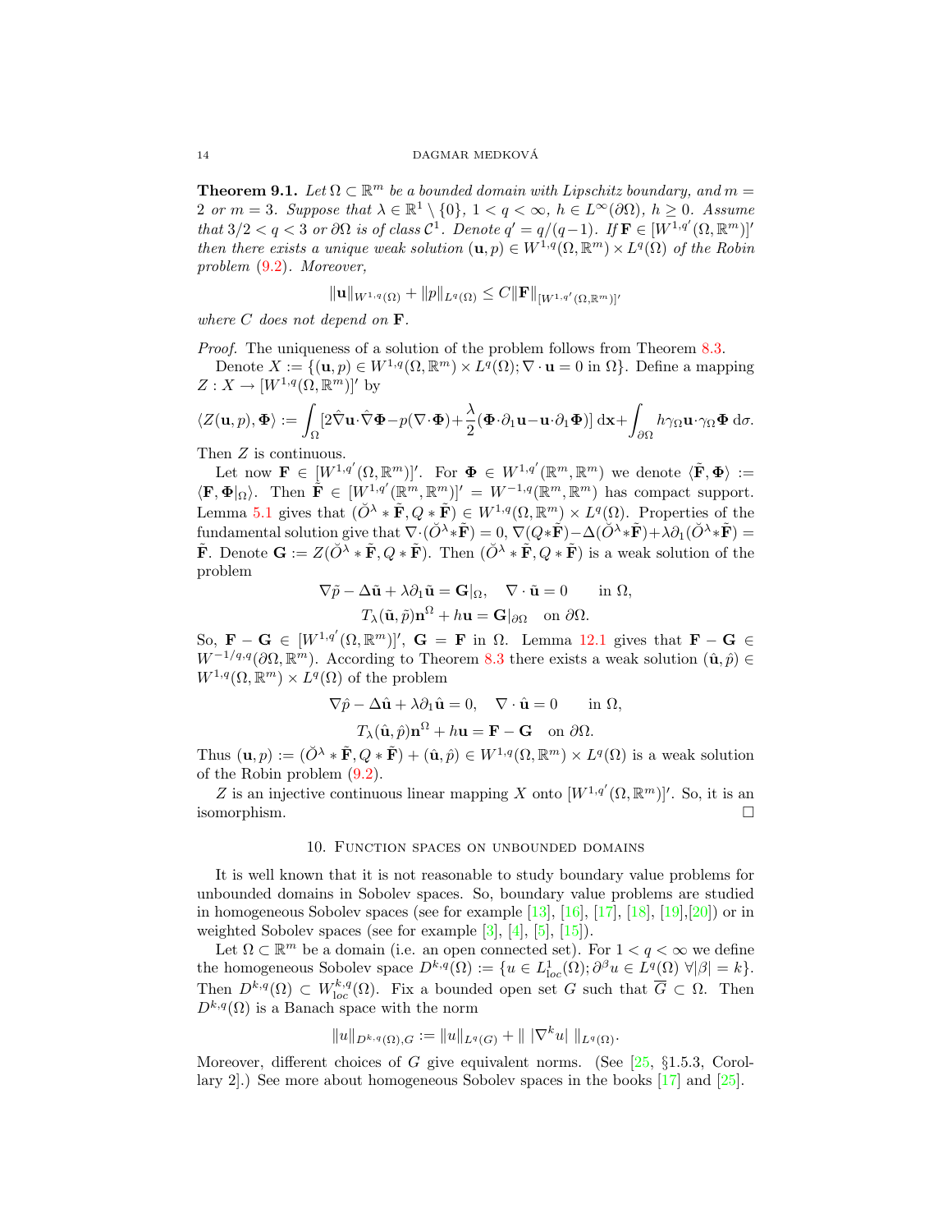**Theorem 9.1.** *Let $\Omega \subset \mathbb{R}^m$ be a bounded domain with Lipschitz boundary, and $m = 2$ or $m = 3$. Suppose that $\lambda \in \mathbb{R}^1 \setminus \{0\}$, $1 < q < \infty$, $h \in L^\infty(\partial\Omega)$, $h \geq 0$. Assume that $3/2 < q < 3$ or $\partial\Omega$ is of class $\mathcal{C}^1$. Denote $q' = q/(q-1)$. If $\mathbf{F} \in [W^{1,q'}(\Omega, \mathbb{R}^m)]'$ then there exists a unique weak solution $(\mathbf{u}, p) \in W^{1,q}(\Omega, \mathbb{R}^m) \times L^q(\Omega)$ of the Robin problem (9.2). Moreover,*

$$\|\mathbf{u}\|_{W^{1,q}(\Omega)} + \|p\|_{L^q(\Omega)} \leq C\|\mathbf{F}\|_{[W^{1,q'}(\Omega,\mathbb{R}^m)]'}$$

*where $C$ does not depend on $\mathbf{F}$.*

*Proof.* The uniqueness of a solution of the problem follows from Theorem 8.3.

Denote $X := \{(\mathbf{u}, p) \in W^{1,q}(\Omega, \mathbb{R}^m) \times L^q(\Omega); \nabla \cdot \mathbf{u} = 0 \text{ in } \Omega\}$. Define a mapping $Z : X \to [W^{1,q}(\Omega, \mathbb{R}^m)]'$ by

$$\langle Z(\mathbf{u}, p), \mathbf{\Phi}\rangle := \int_\Omega [2\hat\nabla\mathbf{u}\cdot\hat\nabla\mathbf{\Phi} - p(\nabla\cdot\mathbf{\Phi}) + \frac{\lambda}{2}(\mathbf{\Phi}\cdot\partial_1\mathbf{u} - \mathbf{u}\cdot\partial_1\mathbf{\Phi})]\, d\mathbf{x} + \int_{\partial\Omega} h\gamma_\Omega\mathbf{u}\cdot\gamma_\Omega\mathbf{\Phi}\, d\sigma.$$

Then $Z$ is continuous.

Let now $\mathbf{F} \in [W^{1,q'}(\Omega, \mathbb{R}^m)]'$. For $\mathbf{\Phi} \in W^{1,q'}(\mathbb{R}^m, \mathbb{R}^m)$ we denote $\langle \tilde{\mathbf{F}}, \mathbf{\Phi}\rangle := \langle \mathbf{F}, \mathbf{\Phi}|_\Omega\rangle$. Then $\tilde{\mathbf{F}} \in [W^{1,q'}(\mathbb{R}^m, \mathbb{R}^m)]' = W^{-1,q}(\mathbb{R}^m, \mathbb{R}^m)$ has compact support. Lemma 5.1 gives that $(\breve{O}^\lambda * \tilde{\mathbf{F}}, Q * \tilde{\mathbf{F}}) \in W^{1,q}(\Omega, \mathbb{R}^m) \times L^q(\Omega)$. Properties of the fundamental solution give that $\nabla\cdot(\breve{O}^\lambda * \tilde{\mathbf{F}}) = 0$, $\nabla(Q*\tilde{\mathbf{F}}) - \Delta(\breve{O}^\lambda * \tilde{\mathbf{F}}) + \lambda\partial_1(\breve{O}^\lambda * \tilde{\mathbf{F}}) = \tilde{\mathbf{F}}$. Denote $\mathbf{G} := Z(\breve{O}^\lambda * \tilde{\mathbf{F}}, Q * \tilde{\mathbf{F}})$. Then $(\breve{O}^\lambda * \tilde{\mathbf{F}}, Q * \tilde{\mathbf{F}})$ is a weak solution of the problem

$$\nabla\tilde p - \Delta\tilde{\mathbf{u}} + \lambda\partial_1\tilde{\mathbf{u}} = \mathbf{G}|_\Omega, \quad \nabla\cdot\tilde{\mathbf{u}} = 0 \qquad \text{in } \Omega,$$
$$T_\lambda(\tilde{\mathbf{u}}, \tilde p)\mathbf{n}^\Omega + h\mathbf{u} = \mathbf{G}|_{\partial\Omega} \quad \text{on } \partial\Omega.$$

So, $\mathbf{F} - \mathbf{G} \in [W^{1,q'}(\Omega, \mathbb{R}^m)]'$, $\mathbf{G} = \mathbf{F}$ in $\Omega$. Lemma 12.1 gives that $\mathbf{F} - \mathbf{G} \in W^{-1/q,q}(\partial\Omega, \mathbb{R}^m)$. According to Theorem 8.3 there exists a weak solution $(\hat{\mathbf{u}}, \hat p) \in W^{1,q}(\Omega, \mathbb{R}^m) \times L^q(\Omega)$ of the problem

$$\nabla\hat p - \Delta\hat{\mathbf{u}} + \lambda\partial_1\hat{\mathbf{u}} = 0, \quad \nabla\cdot\hat{\mathbf{u}} = 0 \qquad \text{in } \Omega,$$
$$T_\lambda(\hat{\mathbf{u}}, \hat p)\mathbf{n}^\Omega + h\mathbf{u} = \mathbf{F} - \mathbf{G} \quad \text{on } \partial\Omega.$$

Thus $(\mathbf{u}, p) := (\breve{O}^\lambda * \tilde{\mathbf{F}}, Q * \tilde{\mathbf{F}}) + (\hat{\mathbf{u}}, \hat p) \in W^{1,q}(\Omega, \mathbb{R}^m) \times L^q(\Omega)$ is a weak solution of the Robin problem (9.2).

$Z$ is an injective continuous linear mapping $X$ onto $[W^{1,q'}(\Omega, \mathbb{R}^m)]'$. So, it is an isomorphism. □

## 10. Function spaces on unbounded domains

It is well known that it is not reasonable to study boundary value problems for unbounded domains in Sobolev spaces. So, boundary value problems are studied in homogeneous Sobolev spaces (see for example [13], [16], [17], [18], [19],[20]) or in weighted Sobolev spaces (see for example [3], [4], [5], [15]).

Let $\Omega \subset \mathbb{R}^m$ be a domain (i.e. an open connected set). For $1 < q < \infty$ we define the homogeneous Sobolev space $D^{k,q}(\Omega) := \{u \in L^1_{loc}(\Omega); \partial^\beta u \in L^q(\Omega)\ \forall|\beta| = k\}$. Then $D^{k,q}(\Omega) \subset W^{k,q}_{loc}(\Omega)$. Fix a bounded open set $G$ such that $\overline{G} \subset \Omega$. Then $D^{k,q}(\Omega)$ is a Banach space with the norm

$$\|u\|_{D^{k,q}(\Omega),G} := \|u\|_{L^q(G)} + \|\ |\nabla^k u|\ \|_{L^q(\Omega)}.$$

Moreover, different choices of $G$ give equivalent norms. (See [25, §1.5.3, Corollary 2].) See more about homogeneous Sobolev spaces in the books [17] and [25].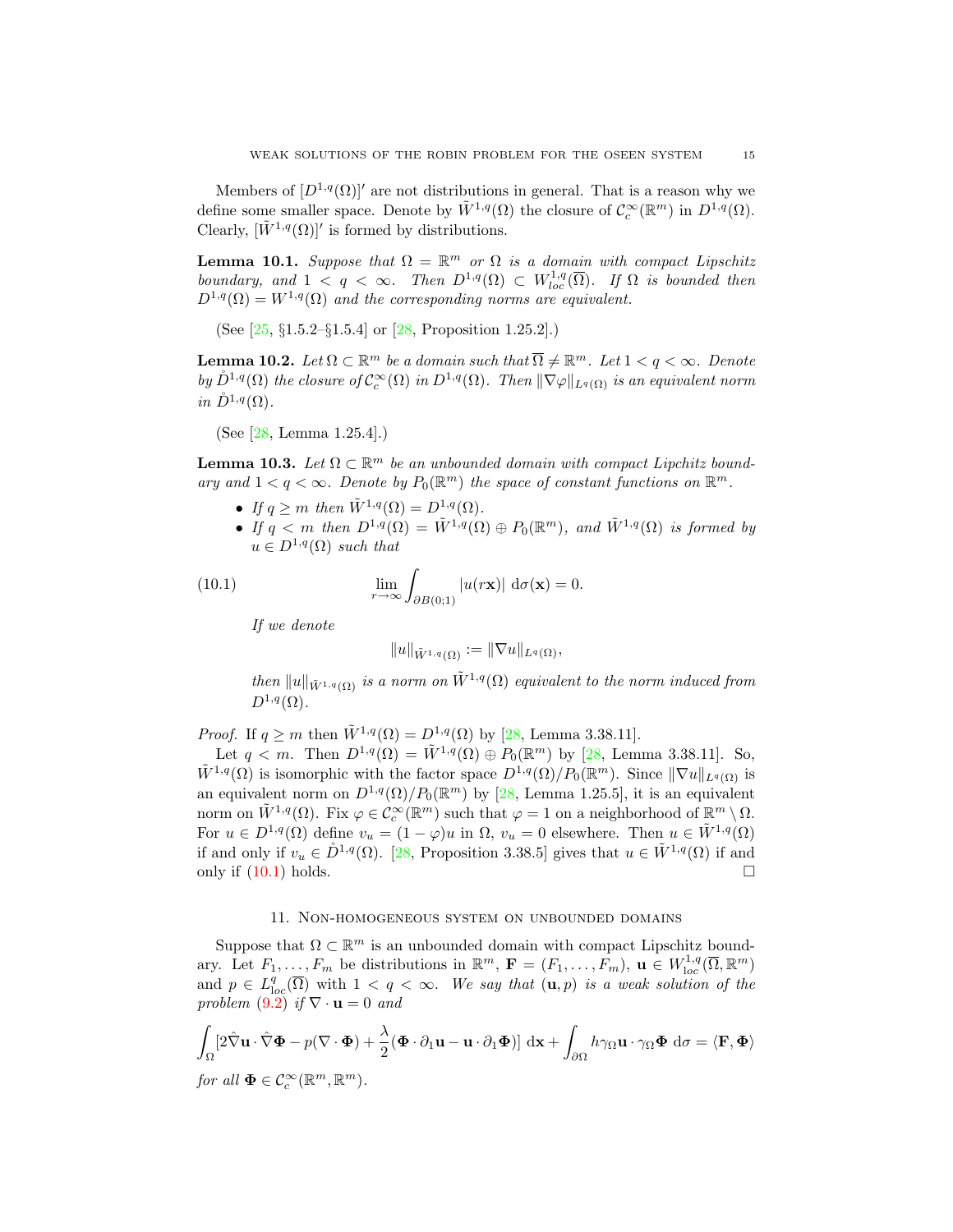Members of $[D^{1,q}(\Omega)]'$ are not distributions in general. That is a reason why we define some smaller space. Denote by $\tilde{W}^{1,q}(\Omega)$ the closure of $\mathcal{C}_c^\infty(\mathbb{R}^m)$ in $D^{1,q}(\Omega)$. Clearly, $[\tilde{W}^{1,q}(\Omega)]'$ is formed by distributions.

**Lemma 10.1.** *Suppose that $\Omega = \mathbb{R}^m$ or $\Omega$ is a domain with compact Lipschitz boundary, and $1 < q < \infty$. Then $D^{1,q}(\Omega) \subset W^{1,q}_{loc}(\overline{\Omega})$. If $\Omega$ is bounded then $D^{1,q}(\Omega) = W^{1,q}(\Omega)$ and the corresponding norms are equivalent.*

(See [25, §1.5.2–§1.5.4] or [28, Proposition 1.25.2].)

**Lemma 10.2.** *Let $\Omega \subset \mathbb{R}^m$ be a domain such that $\overline{\Omega} \neq \mathbb{R}^m$. Let $1 < q < \infty$. Denote by $\mathring{D}^{1,q}(\Omega)$ the closure of $\mathcal{C}_c^\infty(\Omega)$ in $D^{1,q}(\Omega)$. Then $\|\nabla \varphi\|_{L^q(\Omega)}$ is an equivalent norm in $\mathring{D}^{1,q}(\Omega)$.*

(See [28, Lemma 1.25.4].)

**Lemma 10.3.** *Let $\Omega \subset \mathbb{R}^m$ be an unbounded domain with compact Lipchitz boundary and $1 < q < \infty$. Denote by $P_0(\mathbb{R}^m)$ the space of constant functions on $\mathbb{R}^m$.*

- *If $q \geq m$ then $\tilde{W}^{1,q}(\Omega) = D^{1,q}(\Omega)$.*
- *If $q < m$ then $D^{1,q}(\Omega) = \tilde{W}^{1,q}(\Omega) \oplus P_0(\mathbb{R}^m)$, and $\tilde{W}^{1,q}(\Omega)$ is formed by $u \in D^{1,q}(\Omega)$ such that*

$$\lim_{r \to \infty} \int_{\partial B(0;1)} |u(r\mathbf{x})| \, \mathrm{d}\sigma(\mathbf{x}) = 0. \tag{10.1}$$

  *If we denote*

$$\|u\|_{\tilde{W}^{1,q}(\Omega)} := \|\nabla u\|_{L^q(\Omega)},$$

  *then $\|u\|_{\tilde{W}^{1,q}(\Omega)}$ is a norm on $\tilde{W}^{1,q}(\Omega)$ equivalent to the norm induced from $D^{1,q}(\Omega)$.*

*Proof.* If $q \geq m$ then $\tilde{W}^{1,q}(\Omega) = D^{1,q}(\Omega)$ by [28, Lemma 3.38.11].

Let $q < m$. Then $D^{1,q}(\Omega) = \tilde{W}^{1,q}(\Omega) \oplus P_0(\mathbb{R}^m)$ by [28, Lemma 3.38.11]. So, $\tilde{W}^{1,q}(\Omega)$ is isomorphic with the factor space $D^{1,q}(\Omega)/P_0(\mathbb{R}^m)$. Since $\|\nabla u\|_{L^q(\Omega)}$ is an equivalent norm on $D^{1,q}(\Omega)/P_0(\mathbb{R}^m)$ by [28, Lemma 1.25.5], it is an equivalent norm on $\tilde{W}^{1,q}(\Omega)$. Fix $\varphi \in \mathcal{C}_c^\infty(\mathbb{R}^m)$ such that $\varphi = 1$ on a neighborhood of $\mathbb{R}^m \setminus \Omega$. For $u \in D^{1,q}(\Omega)$ define $v_u = (1 - \varphi)u$ in $\Omega$, $v_u = 0$ elsewhere. Then $u \in \tilde{W}^{1,q}(\Omega)$ if and only if $v_u \in \mathring{D}^{1,q}(\Omega)$. [28, Proposition 3.38.5] gives that $u \in \tilde{W}^{1,q}(\Omega)$ if and only if (10.1) holds. □

## 11. Non-homogeneous system on unbounded domains

Suppose that $\Omega \subset \mathbb{R}^m$ is an unbounded domain with compact Lipschitz boundary. Let $F_1, \ldots, F_m$ be distributions in $\mathbb{R}^m$, $\mathbf{F} = (F_1, \ldots, F_m)$, $\mathbf{u} \in W^{1,q}_{\mathrm{loc}}(\overline{\Omega}, \mathbb{R}^m)$ and $p \in L^q_{\mathrm{loc}}(\overline{\Omega})$ with $1 < q < \infty$. *We say that $(\mathbf{u}, p)$ is a weak solution of the problem (9.2) if $\nabla \cdot \mathbf{u} = 0$ and*

$$\int_\Omega [2\hat{\nabla}\mathbf{u} \cdot \hat{\nabla}\mathbf{\Phi} - p(\nabla \cdot \mathbf{\Phi}) + \frac{\lambda}{2}(\mathbf{\Phi} \cdot \partial_1 \mathbf{u} - \mathbf{u} \cdot \partial_1 \mathbf{\Phi})] \, \mathrm{d}\mathbf{x} + \int_{\partial\Omega} h\gamma_\Omega \mathbf{u} \cdot \gamma_\Omega \mathbf{\Phi} \, \mathrm{d}\sigma = \langle \mathbf{F}, \mathbf{\Phi} \rangle$$

*for all $\mathbf{\Phi} \in \mathcal{C}_c^\infty(\mathbb{R}^m, \mathbb{R}^m)$.*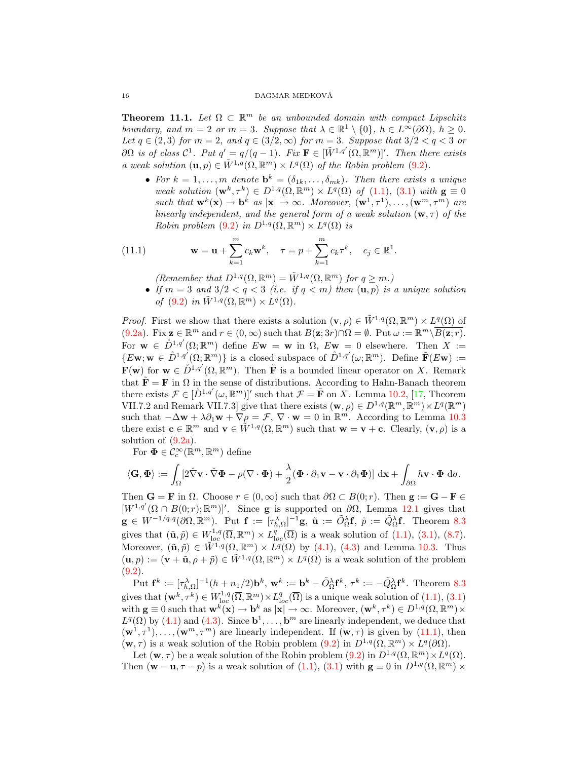**Theorem 11.1.** *Let $\Omega \subset \mathbb{R}^m$ be an unbounded domain with compact Lipschitz boundary, and $m = 2$ or $m = 3$. Suppose that $\lambda \in \mathbb{R}^1 \setminus \{0\}$, $h \in L^\infty(\partial\Omega)$, $h \geq 0$. Let $q \in (2, 3)$ for $m = 2$, and $q \in (3/2, \infty)$ for $m = 3$. Suppose that $3/2 < q < 3$ or $\partial\Omega$ is of class $\mathcal{C}^1$. Put $q' = q/(q-1)$. Fix $\mathbf{F} \in [\tilde{W}^{1,q'}(\Omega, \mathbb{R}^m)]'$. Then there exists a weak solution $(\mathbf{u}, p) \in \tilde{W}^{1,q}(\Omega, \mathbb{R}^m) \times L^q(\Omega)$ of the Robin problem (9.2).*

- *For $k = 1, \dots, m$ denote $\mathbf{b}^k = (\delta_{1k}, \dots, \delta_{mk})$. Then there exists a unique weak solution $(\mathbf{w}^k, \tau^k) \in D^{1,q}(\Omega, \mathbb{R}^m) \times L^q(\Omega)$ of (1.1), (3.1) with $\mathbf{g} \equiv 0$ such that $\mathbf{w}^k(\mathbf{x}) \to \mathbf{b}^k$ as $|\mathbf{x}| \to \infty$. Moreover, $(\mathbf{w}^1, \tau^1), \dots, (\mathbf{w}^m, \tau^m)$ are linearly independent, and the general form of a weak solution $(\mathbf{w}, \tau)$ of the Robin problem (9.2) in $D^{1,q}(\Omega, \mathbb{R}^m) \times L^q(\Omega)$ is*

$$\mathbf{w} = \mathbf{u} + \sum_{k=1}^m c_k \mathbf{w}^k, \quad \tau = p + \sum_{k=1}^m c_k \tau^k, \quad c_j \in \mathbb{R}^1. \tag{11.1}$$

  *(Remember that $D^{1,q}(\Omega, \mathbb{R}^m) = \tilde{W}^{1,q}(\Omega, \mathbb{R}^m)$ for $q \geq m$.)*
- *If $m = 3$ and $3/2 < q < 3$ (i.e. if $q < m$) then $(\mathbf{u}, p)$ is a unique solution of (9.2) in $\tilde{W}^{1,q}(\Omega, \mathbb{R}^m) \times L^q(\Omega)$.*

*Proof.* First we show that there exists a solution $(\mathbf{v}, \rho) \in \tilde{W}^{1,q}(\Omega, \mathbb{R}^m) \times L^q(\Omega)$ of (9.2a). Fix $\mathbf{z} \in \mathbb{R}^m$ and $r \in (0, \infty)$ such that $B(\mathbf{z}; 3r) \cap \Omega = \emptyset$. Put $\omega := \mathbb{R}^m \setminus \overline{B(\mathbf{z}; r)}$. For $\mathbf{w} \in \mathring{D}^{1,q'}(\Omega; \mathbb{R}^m)$ define $E\mathbf{w} = \mathbf{w}$ in $\Omega$, $E\mathbf{w} = 0$ elsewhere. Then $X := \{E\mathbf{w}; \mathbf{w} \in \mathring{D}^{1,q'}(\Omega; \mathbb{R}^m)\}$ is a closed subspace of $\mathring{D}^{1,q'}(\omega; \mathbb{R}^m)$. Define $\tilde{\mathbf{F}}(E\mathbf{w}) := \mathbf{F}(\mathbf{w})$ for $\mathbf{w} \in \mathring{D}^{1,q'}(\Omega, \mathbb{R}^m)$. Then $\tilde{\mathbf{F}}$ is a bounded linear operator on $X$. Remark that $\tilde{\mathbf{F}} = \mathbf{F}$ in $\Omega$ in the sense of distributions. According to Hahn-Banach theorem there exists $\mathcal{F} \in [\mathring{D}^{1,q'}(\omega, \mathbb{R}^m)]'$ such that $\mathcal{F} = \tilde{\mathbf{F}}$ on $X$. Lemma 10.2, [17, Theorem VII.7.2 and Remark VII.7.3] give that there exists $(\mathbf{w}, \rho) \in D^{1,q}(\mathbb{R}^m, \mathbb{R}^m) \times L^q(\mathbb{R}^m)$ such that $-\Delta \mathbf{w} + \lambda \partial_1 \mathbf{w} + \nabla \rho = \mathcal{F}$, $\nabla \cdot \mathbf{w} = 0$ in $\mathbb{R}^m$. According to Lemma 10.3 there exist $\mathbf{c} \in \mathbb{R}^m$ and $\mathbf{v} \in \tilde{W}^{1,q}(\Omega, \mathbb{R}^m)$ such that $\mathbf{w} = \mathbf{v} + \mathbf{c}$. Clearly, $(\mathbf{v}, \rho)$ is a solution of (9.2a).

For $\mathbf{\Phi} \in \mathcal{C}_c^\infty(\mathbb{R}^m, \mathbb{R}^m)$ define

$$\langle \mathbf{G}, \mathbf{\Phi} \rangle := \int_\Omega [2\hat{\nabla}\mathbf{v} \cdot \hat{\nabla}\mathbf{\Phi} - \rho(\nabla \cdot \mathbf{\Phi}) + \frac{\lambda}{2}(\mathbf{\Phi} \cdot \partial_1 \mathbf{v} - \mathbf{v} \cdot \partial_1 \mathbf{\Phi})] \, \mathrm{d}\mathbf{x} + \int_{\partial\Omega} h\mathbf{v} \cdot \mathbf{\Phi} \, \mathrm{d}\sigma.$$

Then $\mathbf{G} = \mathbf{F}$ in $\Omega$. Choose $r \in (0, \infty)$ such that $\partial\Omega \subset B(0; r)$. Then $\mathbf{g} := \mathbf{G} - \mathbf{F} \in [W^{1,q'}(\Omega \cap B(0; r); \mathbb{R}^m)]'$. Since $\mathbf{g}$ is supported on $\partial\Omega$, Lemma 12.1 gives that $\mathbf{g} \in W^{-1/q,q}(\partial\Omega, \mathbb{R}^m)$. Put $\mathbf{f} := [\tau^\lambda_{h,\Omega}]^{-1}\mathbf{g}$, $\tilde{\mathbf{u}} := \tilde{O}^\lambda_\Omega \mathbf{f}$, $\tilde{p} := \tilde{Q}^\lambda_\Omega \mathbf{f}$. Theorem 8.3 gives that $(\tilde{\mathbf{u}}, \tilde{p}) \in W^{1,q}_{loc}(\overline{\Omega}, \mathbb{R}^m) \times L^q_{loc}(\overline{\Omega})$ is a weak solution of (1.1), (3.1), (8.7). Moreover, $(\tilde{\mathbf{u}}, \tilde{p}) \in \tilde{W}^{1,q}(\Omega, \mathbb{R}^m) \times L^q(\Omega)$ by (4.1), (4.3) and Lemma 10.3. Thus $(\mathbf{u}, p) := (\mathbf{v} + \tilde{\mathbf{u}}, \rho + \tilde{p}) \in \tilde{W}^{1,q}(\Omega, \mathbb{R}^m) \times L^q(\Omega)$ is a weak solution of the problem (9.2).

Put $\mathbf{f}^k := [\tau^\lambda_{h,\Omega}]^{-1}(h + n_1/2)\mathbf{b}^k$, $\mathbf{w}^k := \mathbf{b}^k - \tilde{O}^\lambda_\Omega \mathbf{f}^k$, $\tau^k := -\tilde{Q}^\lambda_\Omega \mathbf{f}^k$. Theorem 8.3 gives that $(\mathbf{w}^k, \tau^k) \in W^{1,q}_{loc}(\overline{\Omega}, \mathbb{R}^m) \times L^q_{loc}(\overline{\Omega})$ is a unique weak solution of (1.1), (3.1) with $\mathbf{g} \equiv 0$ such that $\mathbf{w}^k(\mathbf{x}) \to \mathbf{b}^k$ as $|\mathbf{x}| \to \infty$. Moreover, $(\mathbf{w}^k, \tau^k) \in D^{1,q}(\Omega, \mathbb{R}^m) \times L^q(\Omega)$ by (4.1) and (4.3). Since $\mathbf{b}^1, \dots, \mathbf{b}^m$ are linearly independent, we deduce that $(\mathbf{w}^1, \tau^1), \dots, (\mathbf{w}^m, \tau^m)$ are linearly independent. If $(\mathbf{w}, \tau)$ is given by (11.1), then $(\mathbf{w}, \tau)$ is a weak solution of the Robin problem (9.2) in $D^{1,q}(\Omega, \mathbb{R}^m) \times L^q(\partial\Omega)$.

Let $(\mathbf{w}, \tau)$ be a weak solution of the Robin problem (9.2) in $D^{1,q}(\Omega, \mathbb{R}^m) \times L^q(\Omega)$. Then $(\mathbf{w} - \mathbf{u}, \tau - p)$ is a weak solution of (1.1), (3.1) with $\mathbf{g} \equiv 0$ in $D^{1,q}(\Omega, \mathbb{R}^m) \times$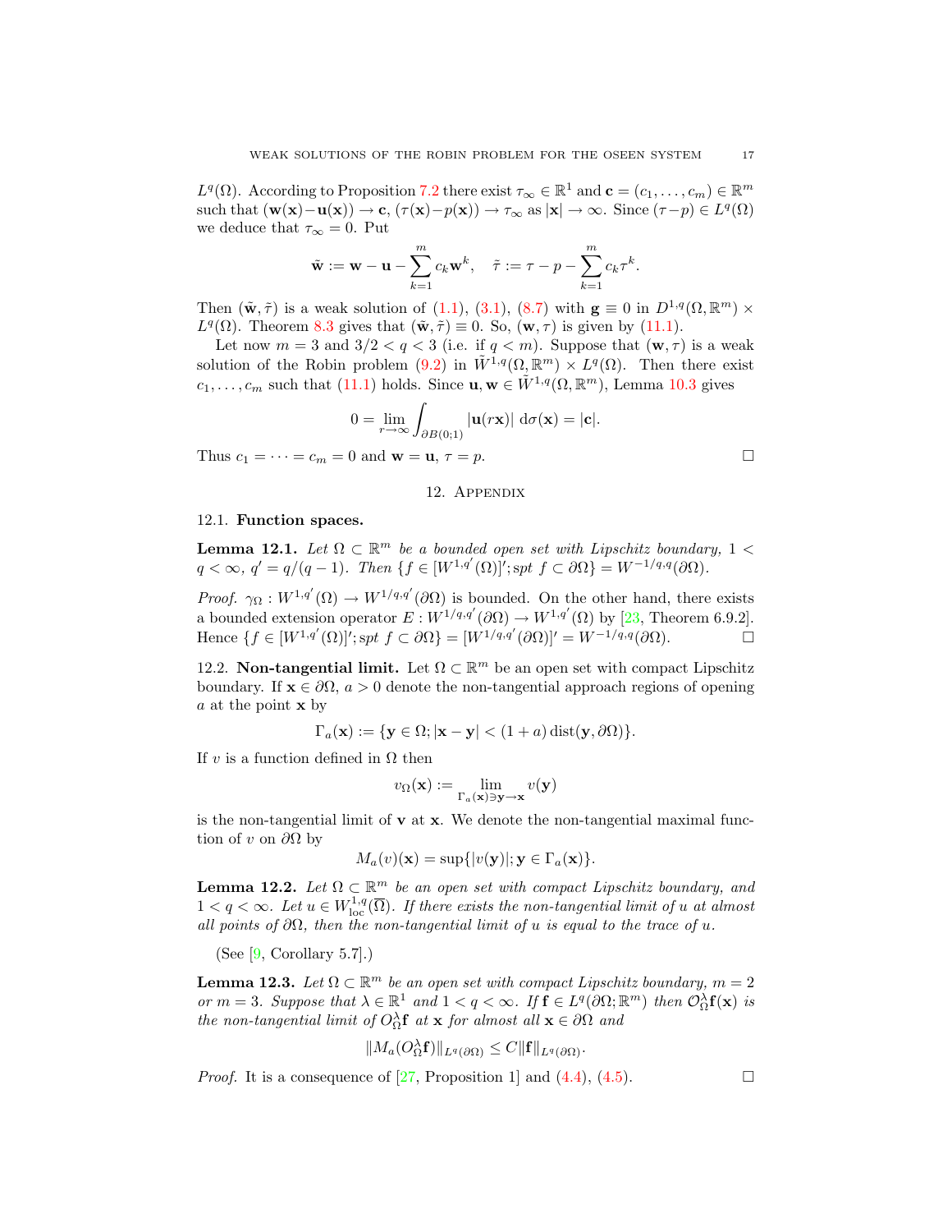$L^q(\Omega)$. According to Proposition 7.2 there exist $\tau_\infty \in \mathbb{R}^1$ and $\mathbf{c} = (c_1, \dots, c_m) \in \mathbb{R}^m$ such that $(\mathbf{w}(\mathbf{x}) - \mathbf{u}(\mathbf{x})) \to \mathbf{c}$, $(\tau(\mathbf{x}) - p(\mathbf{x})) \to \tau_\infty$ as $|\mathbf{x}| \to \infty$. Since $(\tau - p) \in L^q(\Omega)$ we deduce that $\tau_\infty = 0$. Put

$$\tilde{\mathbf{w}} := \mathbf{w} - \mathbf{u} - \sum_{k=1}^m c_k \mathbf{w}^k, \quad \tilde{\tau} := \tau - p - \sum_{k=1}^m c_k \tau^k.$$

Then $(\tilde{\mathbf{w}}, \tilde{\tau})$ is a weak solution of (1.1), (3.1), (8.7) with $\mathbf{g} \equiv 0$ in $D^{1,q}(\Omega, \mathbb{R}^m) \times L^q(\Omega)$. Theorem 8.3 gives that $(\tilde{\mathbf{w}}, \tilde{\tau}) \equiv 0$. So, $(\mathbf{w}, \tau)$ is given by (11.1).

Let now $m = 3$ and $3/2 < q < 3$ (i.e. if $q < m$). Suppose that $(\mathbf{w}, \tau)$ is a weak solution of the Robin problem (9.2) in $\tilde{W}^{1,q}(\Omega, \mathbb{R}^m) \times L^q(\Omega)$. Then there exist $c_1, \dots, c_m$ such that (11.1) holds. Since $\mathbf{u}, \mathbf{w} \in \tilde{W}^{1,q}(\Omega, \mathbb{R}^m)$, Lemma 10.3 gives

$$0 = \lim_{r \to \infty} \int_{\partial B(0;1)} |\mathbf{u}(r\mathbf{x})| \, \mathrm{d}\sigma(\mathbf{x}) = |\mathbf{c}|.$$

Thus $c_1 = \dots = c_m = 0$ and $\mathbf{w} = \mathbf{u}$, $\tau = p$. □

## 12. Appendix

### 12.1. Function spaces.

**Lemma 12.1.** *Let $\Omega \subset \mathbb{R}^m$ be a bounded open set with Lipschitz boundary, $1 < q < \infty$, $q' = q/(q-1)$. Then $\{f \in [W^{1,q'}(\Omega)]'; spt\ f \subset \partial\Omega\} = W^{-1/q,q}(\partial\Omega)$.*

*Proof.* $\gamma_\Omega : W^{1,q'}(\Omega) \to W^{1/q,q'}(\partial\Omega)$ is bounded. On the other hand, there exists a bounded extension operator $E : W^{1/q,q'}(\partial\Omega) \to W^{1,q'}(\Omega)$ by [23, Theorem 6.9.2]. Hence $\{f \in [W^{1,q'}(\Omega)]'; spt\ f \subset \partial\Omega\} = [W^{1/q,q'}(\partial\Omega)]' = W^{-1/q,q}(\partial\Omega)$. □

### 12.2. Non-tangential limit.

Let $\Omega \subset \mathbb{R}^m$ be an open set with compact Lipschitz boundary. If $\mathbf{x} \in \partial\Omega$, $a > 0$ denote the non-tangential approach regions of opening $a$ at the point $\mathbf{x}$ by

$$\Gamma_a(\mathbf{x}) := \{\mathbf{y} \in \Omega; |\mathbf{x} - \mathbf{y}| < (1 + a) \operatorname{dist}(\mathbf{y}, \partial\Omega)\}.$$

If $v$ is a function defined in $\Omega$ then

$$v_\Omega(\mathbf{x}) := \lim_{\Gamma_a(\mathbf{x}) \ni \mathbf{y} \to \mathbf{x}} v(\mathbf{y})$$

is the non-tangential limit of $\mathbf{v}$ at $\mathbf{x}$. We denote the non-tangential maximal function of $v$ on $\partial\Omega$ by

$$M_a(v)(\mathbf{x}) = \sup\{|v(\mathbf{y})|; \mathbf{y} \in \Gamma_a(\mathbf{x})\}.$$

**Lemma 12.2.** *Let $\Omega \subset \mathbb{R}^m$ be an open set with compact Lipschitz boundary, and $1 < q < \infty$. Let $u \in W^{1,q}_{\mathrm{loc}}(\overline{\Omega})$. If there exists the non-tangential limit of $u$ at almost all points of $\partial\Omega$, then the non-tangential limit of $u$ is equal to the trace of $u$.*

(See [9, Corollary 5.7].)

**Lemma 12.3.** *Let $\Omega \subset \mathbb{R}^m$ be an open set with compact Lipschitz boundary, $m = 2$ or $m = 3$. Suppose that $\lambda \in \mathbb{R}^1$ and $1 < q < \infty$. If $\mathbf{f} \in L^q(\partial\Omega; \mathbb{R}^m)$ then $\mathcal{O}^\lambda_\Omega \mathbf{f}(\mathbf{x})$ is the non-tangential limit of $O^\lambda_\Omega \mathbf{f}$ at $\mathbf{x}$ for almost all $\mathbf{x} \in \partial\Omega$ and*

$$\|M_a(O^\lambda_\Omega \mathbf{f})\|_{L^q(\partial\Omega)} \leq C \|\mathbf{f}\|_{L^q(\partial\Omega)}.$$

*Proof.* It is a consequence of [27, Proposition 1] and (4.4), (4.5). □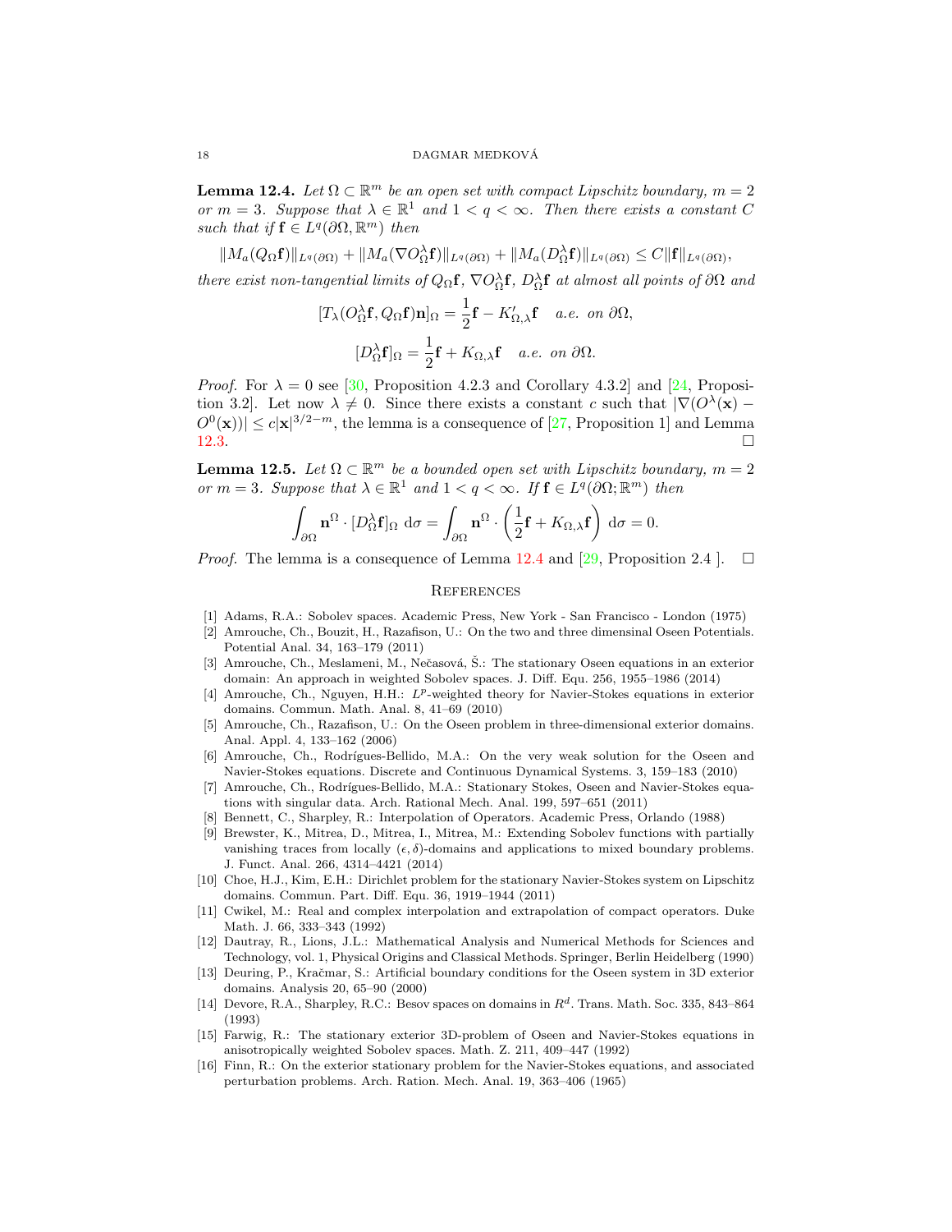**Lemma 12.4.** *Let $\Omega \subset \mathbb{R}^m$ be an open set with compact Lipschitz boundary, $m = 2$ or $m = 3$. Suppose that $\lambda \in \mathbb{R}^1$ and $1 < q < \infty$. Then there exists a constant $C$ such that if $\mathbf{f} \in L^q(\partial\Omega, \mathbb{R}^m)$ then*

$$\|M_a(Q_\Omega \mathbf{f})\|_{L^q(\partial\Omega)} + \|M_a(\nabla O^\lambda_\Omega \mathbf{f})\|_{L^q(\partial\Omega)} + \|M_a(D^\lambda_\Omega \mathbf{f})\|_{L^q(\partial\Omega)} \le C\|\mathbf{f}\|_{L^q(\partial\Omega)},$$

*there exist non-tangential limits of $Q_\Omega \mathbf{f}$, $\nabla O^\lambda_\Omega \mathbf{f}$, $D^\lambda_\Omega \mathbf{f}$ at almost all points of $\partial\Omega$ and*

$$[T_\lambda(O^\lambda_\Omega \mathbf{f}, Q_\Omega \mathbf{f})\mathbf{n}]_\Omega = \frac{1}{2}\mathbf{f} - K'_{\Omega,\lambda}\mathbf{f} \quad a.e. \ on \ \partial\Omega,$$

$$[D^\lambda_\Omega \mathbf{f}]_\Omega = \frac{1}{2}\mathbf{f} + K_{\Omega,\lambda}\mathbf{f} \quad a.e. \ on \ \partial\Omega.$$

*Proof.* For $\lambda = 0$ see [30, Proposition 4.2.3 and Corollary 4.3.2] and [24, Proposition 3.2]. Let now $\lambda \neq 0$. Since there exists a constant $c$ such that $|\nabla(O^\lambda(\mathbf{x}) - O^0(\mathbf{x}))| \le c|\mathbf{x}|^{3/2-m}$, the lemma is a consequence of [27, Proposition 1] and Lemma 12.3. $\square$

**Lemma 12.5.** *Let $\Omega \subset \mathbb{R}^m$ be a bounded open set with Lipschitz boundary, $m = 2$ or $m = 3$. Suppose that $\lambda \in \mathbb{R}^1$ and $1 < q < \infty$. If $\mathbf{f} \in L^q(\partial\Omega; \mathbb{R}^m)$ then*

$$\int_{\partial\Omega} \mathbf{n}^\Omega \cdot [D^\lambda_\Omega \mathbf{f}]_\Omega \ \mathrm{d}\sigma = \int_{\partial\Omega} \mathbf{n}^\Omega \cdot \left(\frac{1}{2}\mathbf{f} + K_{\Omega,\lambda}\mathbf{f}\right) \ \mathrm{d}\sigma = 0.$$

*Proof.* The lemma is a consequence of Lemma 12.4 and [29, Proposition 2.4 ]. $\square$

## References

[1] Adams, R.A.: Sobolev spaces. Academic Press, New York - San Francisco - London (1975)

[2] Amrouche, Ch., Bouzit, H., Razafison, U.: On the two and three dimensinal Oseen Potentials. Potential Anal. 34, 163–179 (2011)

[3] Amrouche, Ch., Meslameni, M., Nečasová, Š.: The stationary Oseen equations in an exterior domain: An approach in weighted Sobolev spaces. J. Diff. Equ. 256, 1955–1986 (2014)

[4] Amrouche, Ch., Nguyen, H.H.: $L^p$-weighted theory for Navier-Stokes equations in exterior domains. Commun. Math. Anal. 8, 41–69 (2010)

[5] Amrouche, Ch., Razafison, U.: On the Oseen problem in three-dimensional exterior domains. Anal. Appl. 4, 133–162 (2006)

[6] Amrouche, Ch., Rodrígues-Bellido, M.A.: On the very weak solution for the Oseen and Navier-Stokes equations. Discrete and Continuous Dynamical Systems. 3, 159–183 (2010)

[7] Amrouche, Ch., Rodrígues-Bellido, M.A.: Stationary Stokes, Oseen and Navier-Stokes equations with singular data. Arch. Rational Mech. Anal. 199, 597–651 (2011)

[8] Bennett, C., Sharpley, R.: Interpolation of Operators. Academic Press, Orlando (1988)

[9] Brewster, K., Mitrea, D., Mitrea, I., Mitrea, M.: Extending Sobolev functions with partially vanishing traces from locally $(\epsilon, \delta)$-domains and applications to mixed boundary problems. J. Funct. Anal. 266, 4314–4421 (2014)

[10] Choe, H.J., Kim, E.H.: Dirichlet problem for the stationary Navier-Stokes system on Lipschitz domains. Commun. Part. Diff. Equ. 36, 1919–1944 (2011)

[11] Cwikel, M.: Real and complex interpolation and extrapolation of compact operators. Duke Math. J. 66, 333–343 (1992)

[12] Dautray, R., Lions, J.L.: Mathematical Analysis and Numerical Methods for Sciences and Technology, vol. 1, Physical Origins and Classical Methods. Springer, Berlin Heidelberg (1990)

[13] Deuring, P., Kračmar, S.: Artificial boundary conditions for the Oseen system in 3D exterior domains. Analysis 20, 65–90 (2000)

[14] Devore, R.A., Sharpley, R.C.: Besov spaces on domains in $R^d$. Trans. Math. Soc. 335, 843–864 (1993)

[15] Farwig, R.: The stationary exterior 3D-problem of Oseen and Navier-Stokes equations in anisotropically weighted Sobolev spaces. Math. Z. 211, 409–447 (1992)

[16] Finn, R.: On the exterior stationary problem for the Navier-Stokes equations, and associated perturbation problems. Arch. Ration. Mech. Anal. 19, 363–406 (1965)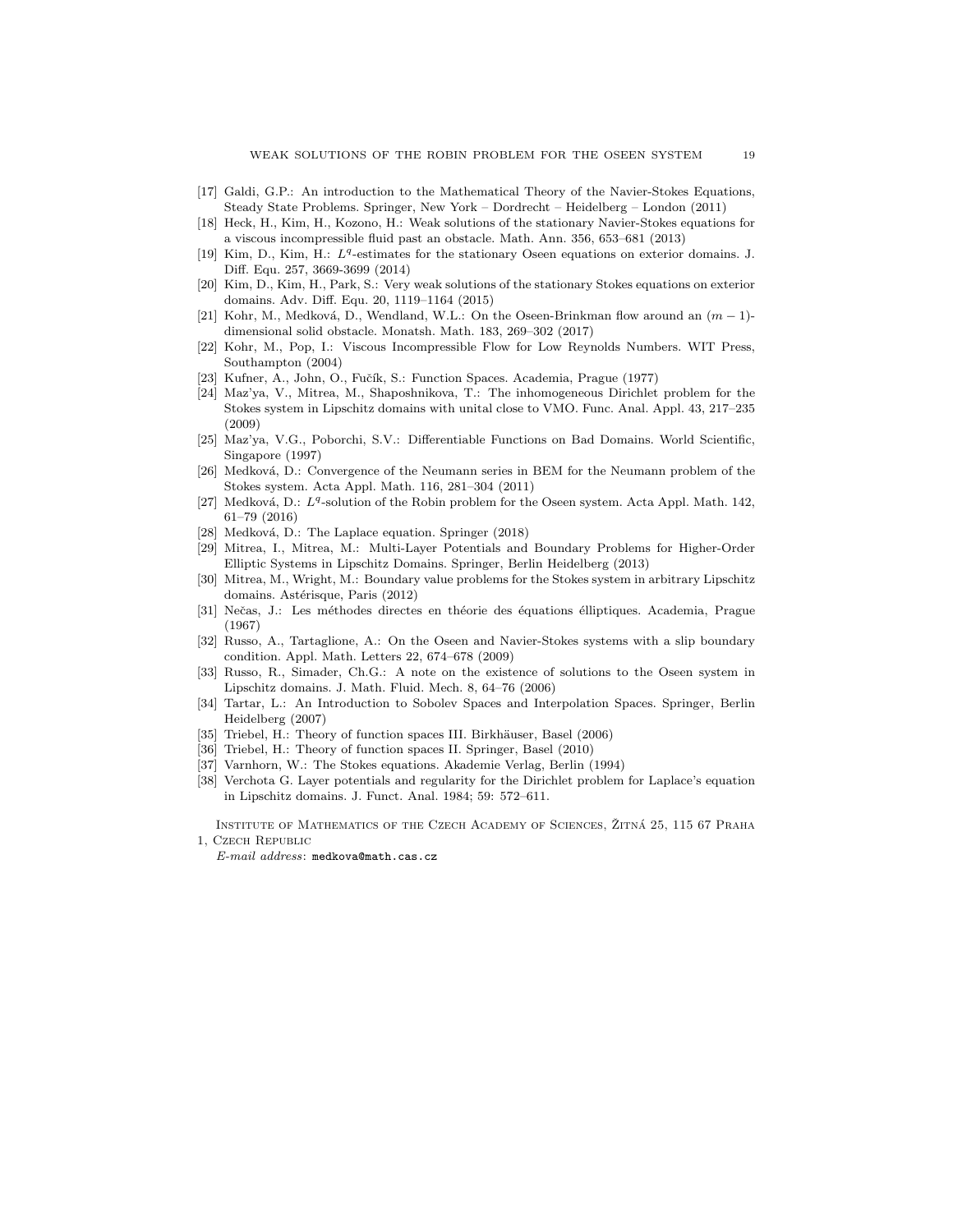[17] Galdi, G.P.: An introduction to the Mathematical Theory of the Navier-Stokes Equations, Steady State Problems. Springer, New York – Dordrecht – Heidelberg – London (2011)

[18] Heck, H., Kim, H., Kozono, H.: Weak solutions of the stationary Navier-Stokes equations for a viscous incompressible fluid past an obstacle. Math. Ann. 356, 653–681 (2013)

[19] Kim, D., Kim, H.: $L^q$-estimates for the stationary Oseen equations on exterior domains. J. Diff. Equ. 257, 3669-3699 (2014)

[20] Kim, D., Kim, H., Park, S.: Very weak solutions of the stationary Stokes equations on exterior domains. Adv. Diff. Equ. 20, 1119–1164 (2015)

[21] Kohr, M., Medková, D., Wendland, W.L.: On the Oseen-Brinkman flow around an $(m-1)$-dimensional solid obstacle. Monatsh. Math. 183, 269–302 (2017)

[22] Kohr, M., Pop, I.: Viscous Incompressible Flow for Low Reynolds Numbers. WIT Press, Southampton (2004)

[23] Kufner, A., John, O., Fučík, S.: Function Spaces. Academia, Prague (1977)

[24] Maz'ya, V., Mitrea, M., Shaposhnikova, T.: The inhomogeneous Dirichlet problem for the Stokes system in Lipschitz domains with unital close to VMO. Func. Anal. Appl. 43, 217–235 (2009)

[25] Maz'ya, V.G., Poborchi, S.V.: Differentiable Functions on Bad Domains. World Scientific, Singapore (1997)

[26] Medková, D.: Convergence of the Neumann series in BEM for the Neumann problem of the Stokes system. Acta Appl. Math. 116, 281–304 (2011)

[27] Medková, D.: $L^q$-solution of the Robin problem for the Oseen system. Acta Appl. Math. 142, 61–79 (2016)

[28] Medková, D.: The Laplace equation. Springer (2018)

[29] Mitrea, I., Mitrea, M.: Multi-Layer Potentials and Boundary Problems for Higher-Order Elliptic Systems in Lipschitz Domains. Springer, Berlin Heidelberg (2013)

[30] Mitrea, M., Wright, M.: Boundary value problems for the Stokes system in arbitrary Lipschitz domains. Astérisque, Paris (2012)

[31] Nečas, J.: Les méthodes directes en théorie des équations élliptiques. Academia, Prague (1967)

[32] Russo, A., Tartaglione, A.: On the Oseen and Navier-Stokes systems with a slip boundary condition. Appl. Math. Letters 22, 674–678 (2009)

[33] Russo, R., Simader, Ch.G.: A note on the existence of solutions to the Oseen system in Lipschitz domains. J. Math. Fluid. Mech. 8, 64–76 (2006)

[34] Tartar, L.: An Introduction to Sobolev Spaces and Interpolation Spaces. Springer, Berlin Heidelberg (2007)

[35] Triebel, H.: Theory of function spaces III. Birkhäuser, Basel (2006)

[36] Triebel, H.: Theory of function spaces II. Springer, Basel (2010)

[37] Varnhorn, W.: The Stokes equations. Akademie Verlag, Berlin (1994)

[38] Verchota G. Layer potentials and regularity for the Dirichlet problem for Laplace's equation in Lipschitz domains. J. Funct. Anal. 1984; 59: 572–611.

Institute of Mathematics of the Czech Academy of Sciences, Žitná 25, 115 67 Praha 1, Czech Republic

*E-mail address*: medkova@math.cas.cz